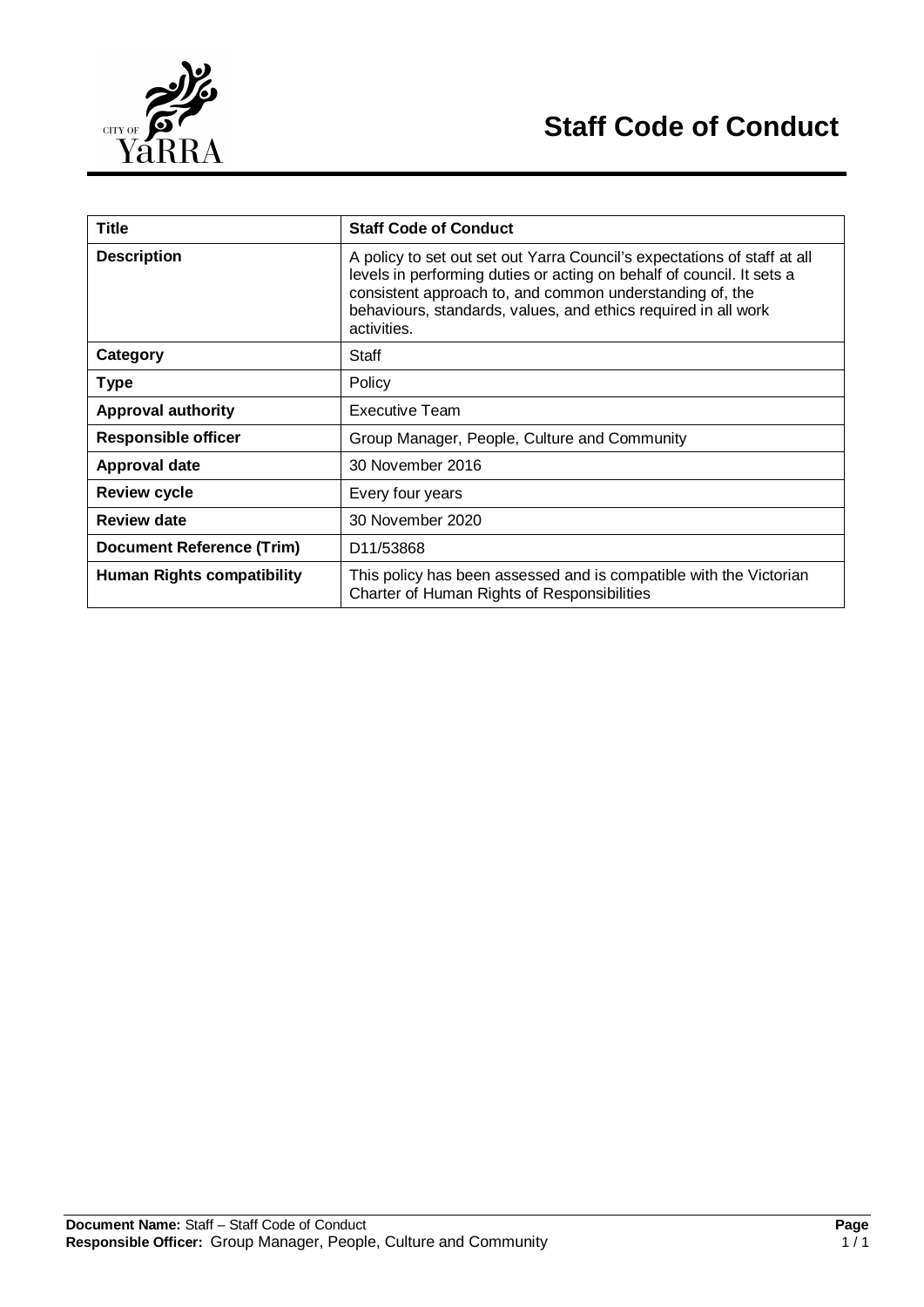# Staff Code of Conduct

| Title | Staff Code of Conduct |
|---|---|
| **Description** | A policy to set out set out Yarra Council's expectations of staff at all levels in performing duties or acting on behalf of council. It sets a consistent approach to, and common understanding of, the behaviours, standards, values, and ethics required in all work activities. |
| **Category** | Staff |
| **Type** | Policy |
| **Approval authority** | Executive Team |
| **Responsible officer** | Group Manager, People, Culture and Community |
| **Approval date** | 30 November 2016 |
| **Review cycle** | Every four years |
| **Review date** | 30 November 2020 |
| **Document Reference (Trim)** | D11/53868 |
| **Human Rights compatibility** | This policy has been assessed and is compatible with the Victorian Charter of Human Rights of Responsibilities |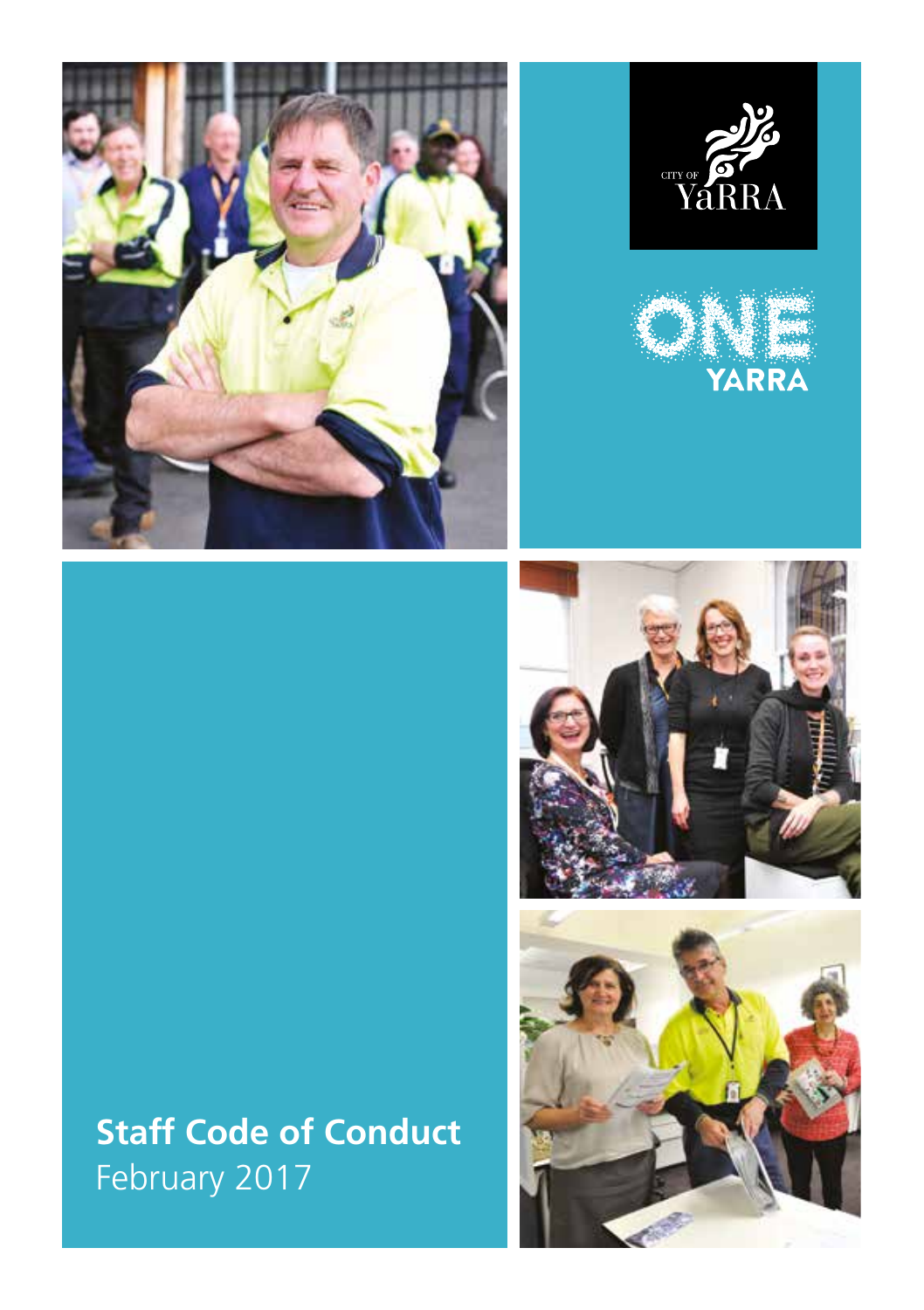CITY OF YaRRA

ONE YARRA

# Staff Code of Conduct

February 2017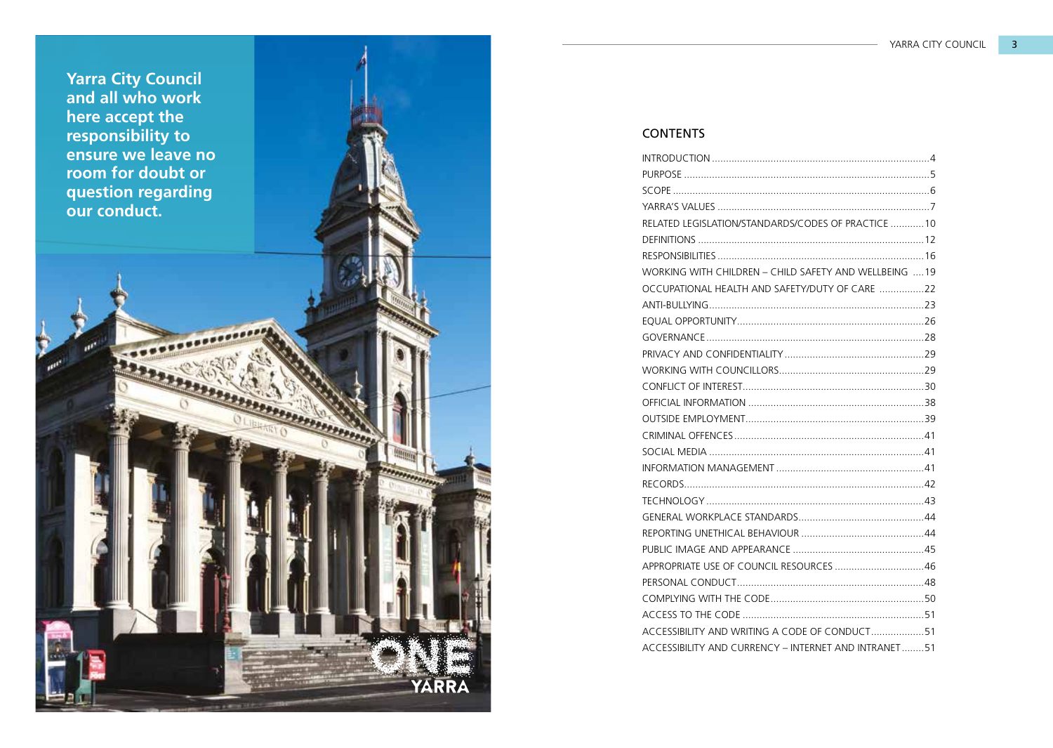**Yarra City Council and all who work here accept the responsibility to ensure we leave no room for doubt or question regarding our conduct.**

## CONTENTS

INTRODUCTION ....................................................................4
PURPOSE ....................................................................5
SCOPE ....................................................................6
YARRA'S VALUES ....................................................................7
RELATED LEGISLATION/STANDARDS/CODES OF PRACTICE ............10
DEFINITIONS ....................................................................12
RESPONSIBILITIES ....................................................................16
WORKING WITH CHILDREN – CHILD SAFETY AND WELLBEING ....19
OCCUPATIONAL HEALTH AND SAFETY/DUTY OF CARE ................22
ANTI-BULLYING....................................................................23
EQUAL OPPORTUNITY....................................................................26
GOVERNANCE....................................................................28
PRIVACY AND CONFIDENTIALITY....................................................................29
WORKING WITH COUNCILLORS....................................................................29
CONFLICT OF INTEREST....................................................................30
OFFICIAL INFORMATION ....................................................................38
OUTSIDE EMPLOYMENT....................................................................39
CRIMINAL OFFENCES....................................................................41
SOCIAL MEDIA ....................................................................41
INFORMATION MANAGEMENT ....................................................................41
RECORDS....................................................................42
TECHNOLOGY ....................................................................43
GENERAL WORKPLACE STANDARDS....................................................................44
REPORTING UNETHICAL BEHAVIOUR ....................................................................44
PUBLIC IMAGE AND APPEARANCE ....................................................................45
APPROPRIATE USE OF COUNCIL RESOURCES ................................46
PERSONAL CONDUCT....................................................................48
COMPLYING WITH THE CODE....................................................................50
ACCESS TO THE CODE ....................................................................51
ACCESSIBILITY AND WRITING A CODE OF CONDUCT...................51
ACCESSIBILITY AND CURRENCY – INTERNET AND INTRANET........51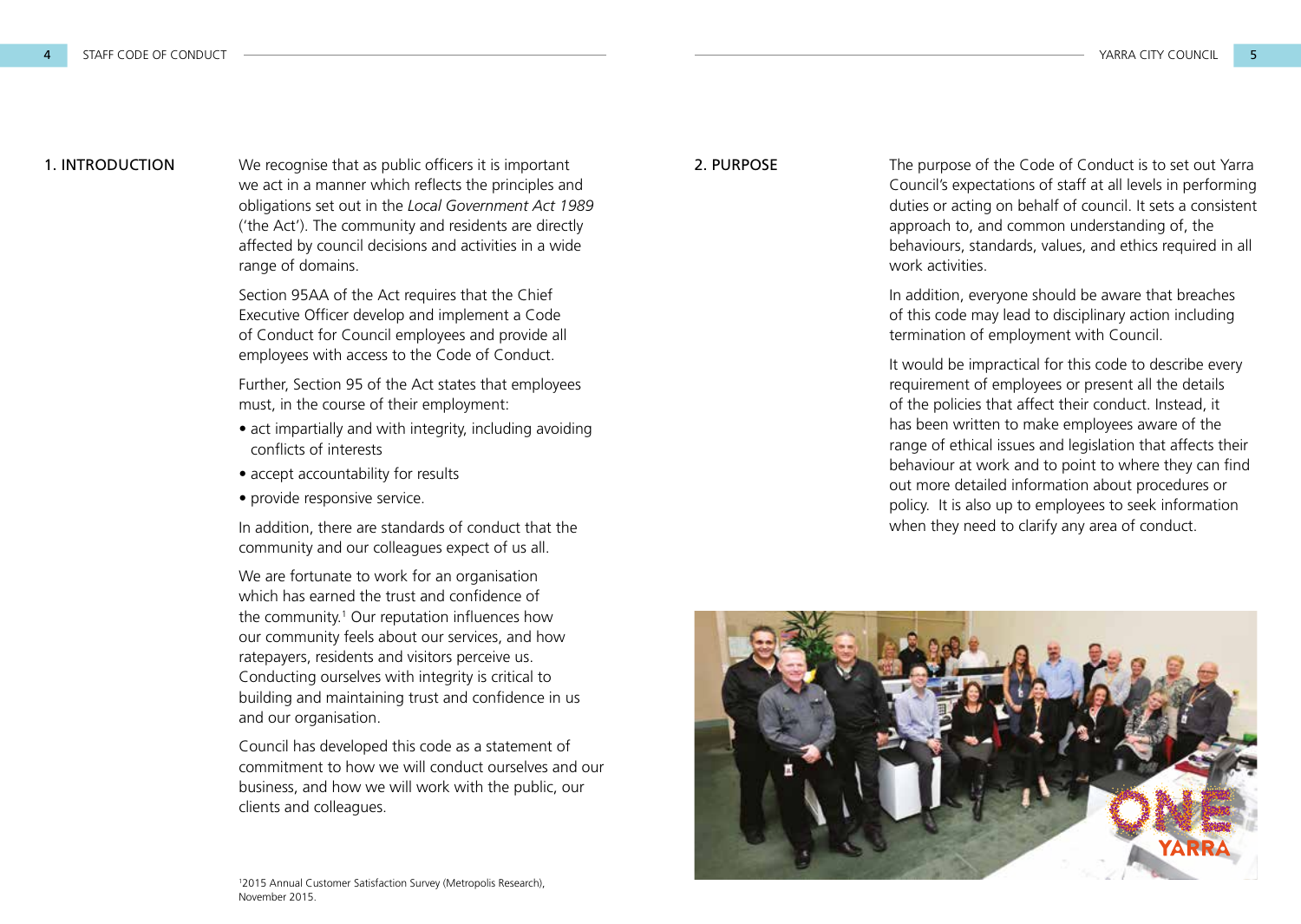## 1. INTRODUCTION

We recognise that as public officers it is important we act in a manner which reflects the principles and obligations set out in the *Local Government Act 1989* ('the Act'). The community and residents are directly affected by council decisions and activities in a wide range of domains.

Section 95AA of the Act requires that the Chief Executive Officer develop and implement a Code of Conduct for Council employees and provide all employees with access to the Code of Conduct.

Further, Section 95 of the Act states that employees must, in the course of their employment:

- act impartially and with integrity, including avoiding conflicts of interests
- accept accountability for results
- provide responsive service.

In addition, there are standards of conduct that the community and our colleagues expect of us all.

We are fortunate to work for an organisation which has earned the trust and confidence of the community.[1] Our reputation influences how our community feels about our services, and how ratepayers, residents and visitors perceive us. Conducting ourselves with integrity is critical to building and maintaining trust and confidence in us and our organisation.

Council has developed this code as a statement of commitment to how we will conduct ourselves and our business, and how we will work with the public, our clients and colleagues.

[1] 2015 Annual Customer Satisfaction Survey (Metropolis Research), November 2015.

## 2. PURPOSE

The purpose of the Code of Conduct is to set out Yarra Council's expectations of staff at all levels in performing duties or acting on behalf of council. It sets a consistent approach to, and common understanding of, the behaviours, standards, values, and ethics required in all work activities.

In addition, everyone should be aware that breaches of this code may lead to disciplinary action including termination of employment with Council.

It would be impractical for this code to describe every requirement of employees or present all the details of the policies that affect their conduct. Instead, it has been written to make employees aware of the range of ethical issues and legislation that affects their behaviour at work and to point to where they can find out more detailed information about procedures or policy. It is also up to employees to seek information when they need to clarify any area of conduct.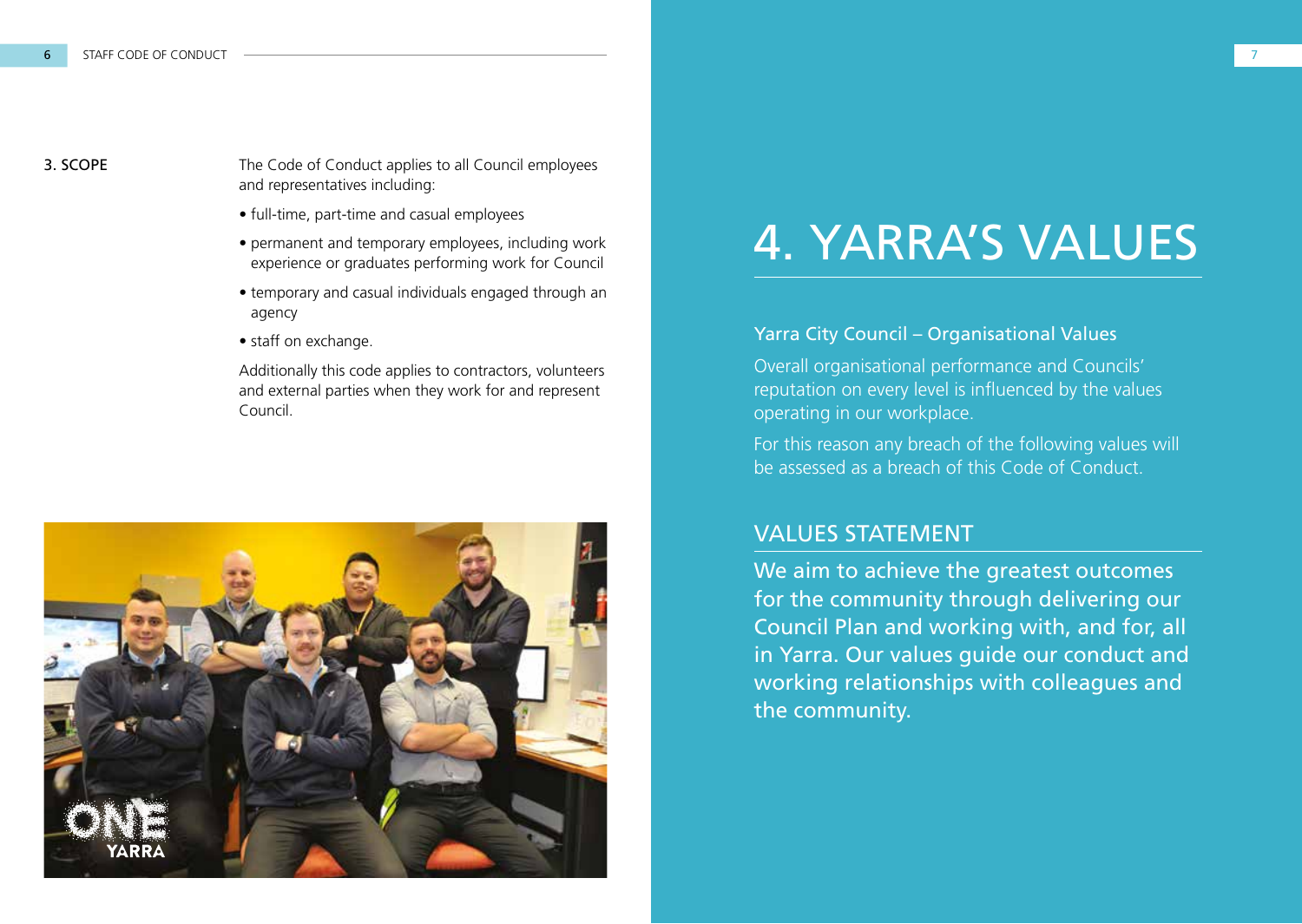## 3. SCOPE

The Code of Conduct applies to all Council employees and representatives including:

- full-time, part-time and casual employees
- permanent and temporary employees, including work experience or graduates performing work for Council
- temporary and casual individuals engaged through an agency
- staff on exchange.

Additionally this code applies to contractors, volunteers and external parties when they work for and represent Council.

# 4. YARRA'S VALUES

### Yarra City Council – Organisational Values

Overall organisational performance and Councils' reputation on every level is influenced by the values operating in our workplace.

For this reason any breach of the following values will be assessed as a breach of this Code of Conduct.

## VALUES STATEMENT

We aim to achieve the greatest outcomes for the community through delivering our Council Plan and working with, and for, all in Yarra. Our values guide our conduct and working relationships with colleagues and the community.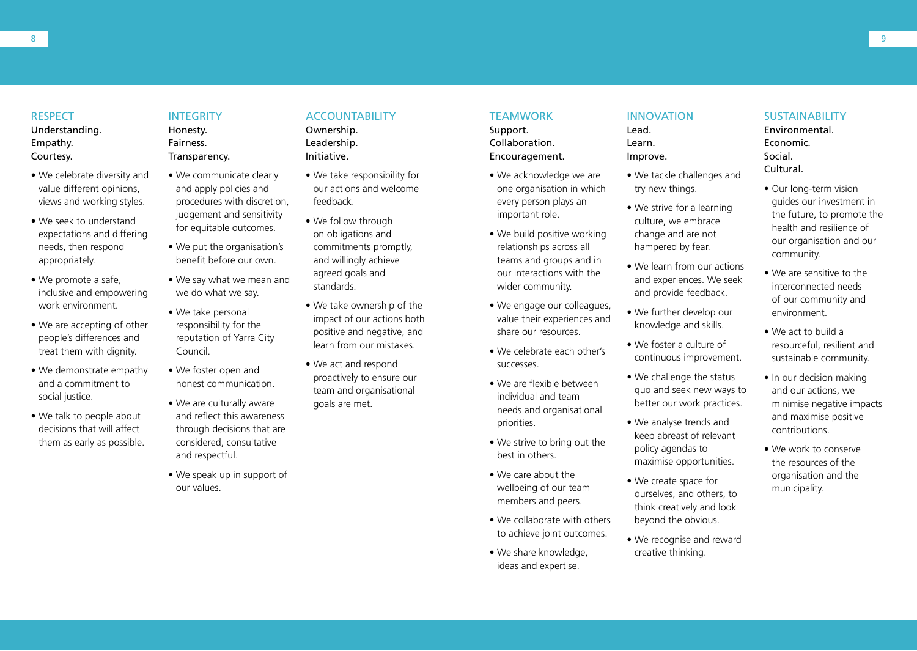## RESPECT

Understanding.
Empathy.
Courtesy.

- We celebrate diversity and value different opinions, views and working styles.
- We seek to understand expectations and differing needs, then respond appropriately.
- We promote a safe, inclusive and empowering work environment.
- We are accepting of other people's differences and treat them with dignity.
- We demonstrate empathy and a commitment to social justice.
- We talk to people about decisions that will affect them as early as possible.

## INTEGRITY

Honesty.
Fairness.
Transparency.

- We communicate clearly and apply policies and procedures with discretion, judgement and sensitivity for equitable outcomes.
- We put the organisation's benefit before our own.
- We say what we mean and we do what we say.
- We take personal responsibility for the reputation of Yarra City Council.
- We foster open and honest communication.
- We are culturally aware and reflect this awareness through decisions that are considered, consultative and respectful.
- We speak up in support of our values.

## ACCOUNTABILITY

Ownership.
Leadership.
Initiative.

- We take responsibility for our actions and welcome feedback.
- We follow through on obligations and commitments promptly, and willingly achieve agreed goals and standards.
- We take ownership of the impact of our actions both positive and negative, and learn from our mistakes.
- We act and respond proactively to ensure our team and organisational goals are met.

## TEAMWORK

Support.
Collaboration.
Encouragement.

- We acknowledge we are one organisation in which every person plays an important role.
- We build positive working relationships across all teams and groups and in our interactions with the wider community.
- We engage our colleagues, value their experiences and share our resources.
- We celebrate each other's successes.
- We are flexible between individual and team needs and organisational priorities.
- We strive to bring out the best in others.
- We care about the wellbeing of our team members and peers.
- We collaborate with others to achieve joint outcomes.
- We share knowledge, ideas and expertise.

## INNOVATION

Lead.
Learn.
Improve.

- We tackle challenges and try new things.
- We strive for a learning culture, we embrace change and are not hampered by fear.
- We learn from our actions and experiences. We seek and provide feedback.
- We further develop our knowledge and skills.
- We foster a culture of continuous improvement.
- We challenge the status quo and seek new ways to better our work practices.
- We analyse trends and keep abreast of relevant policy agendas to maximise opportunities.
- We create space for ourselves, and others, to think creatively and look beyond the obvious.
- We recognise and reward creative thinking.

## SUSTAINABILITY

Environmental.
Economic.
Social.
Cultural.

- Our long-term vision guides our investment in the future, to promote the health and resilience of our organisation and our community.
- We are sensitive to the interconnected needs of our community and environment.
- We act to build a resourceful, resilient and sustainable community.
- In our decision making and our actions, we minimise negative impacts and maximise positive contributions.
- We work to conserve the resources of the organisation and the municipality.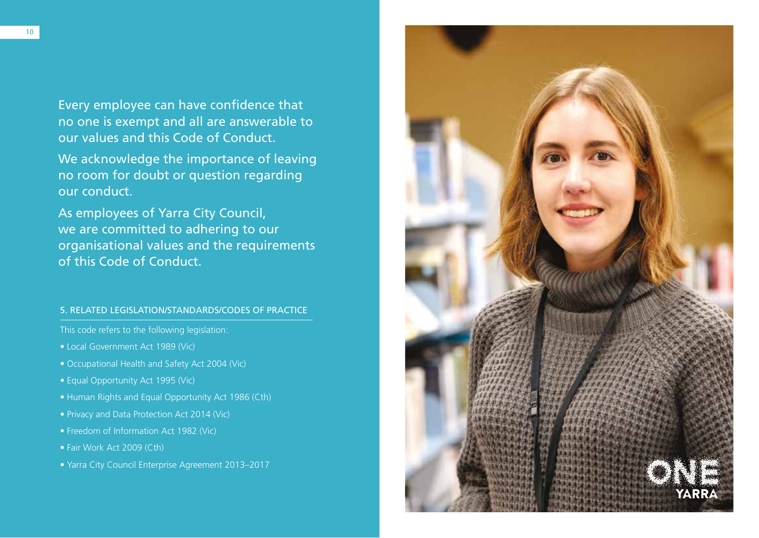Every employee can have confidence that no one is exempt and all are answerable to our values and this Code of Conduct.

We acknowledge the importance of leaving no room for doubt or question regarding our conduct.

As employees of Yarra City Council, we are committed to adhering to our organisational values and the requirements of this Code of Conduct.

### 5. RELATED LEGISLATION/STANDARDS/CODES OF PRACTICE

This code refers to the following legislation:

- Local Government Act 1989 (Vic)
- Occupational Health and Safety Act 2004 (Vic)
- Equal Opportunity Act 1995 (Vic)
- Human Rights and Equal Opportunity Act 1986 (Cth)
- Privacy and Data Protection Act 2014 (Vic)
- Freedom of Information Act 1982 (Vic)
- Fair Work Act 2009 (Cth)
- Yarra City Council Enterprise Agreement 2013–2017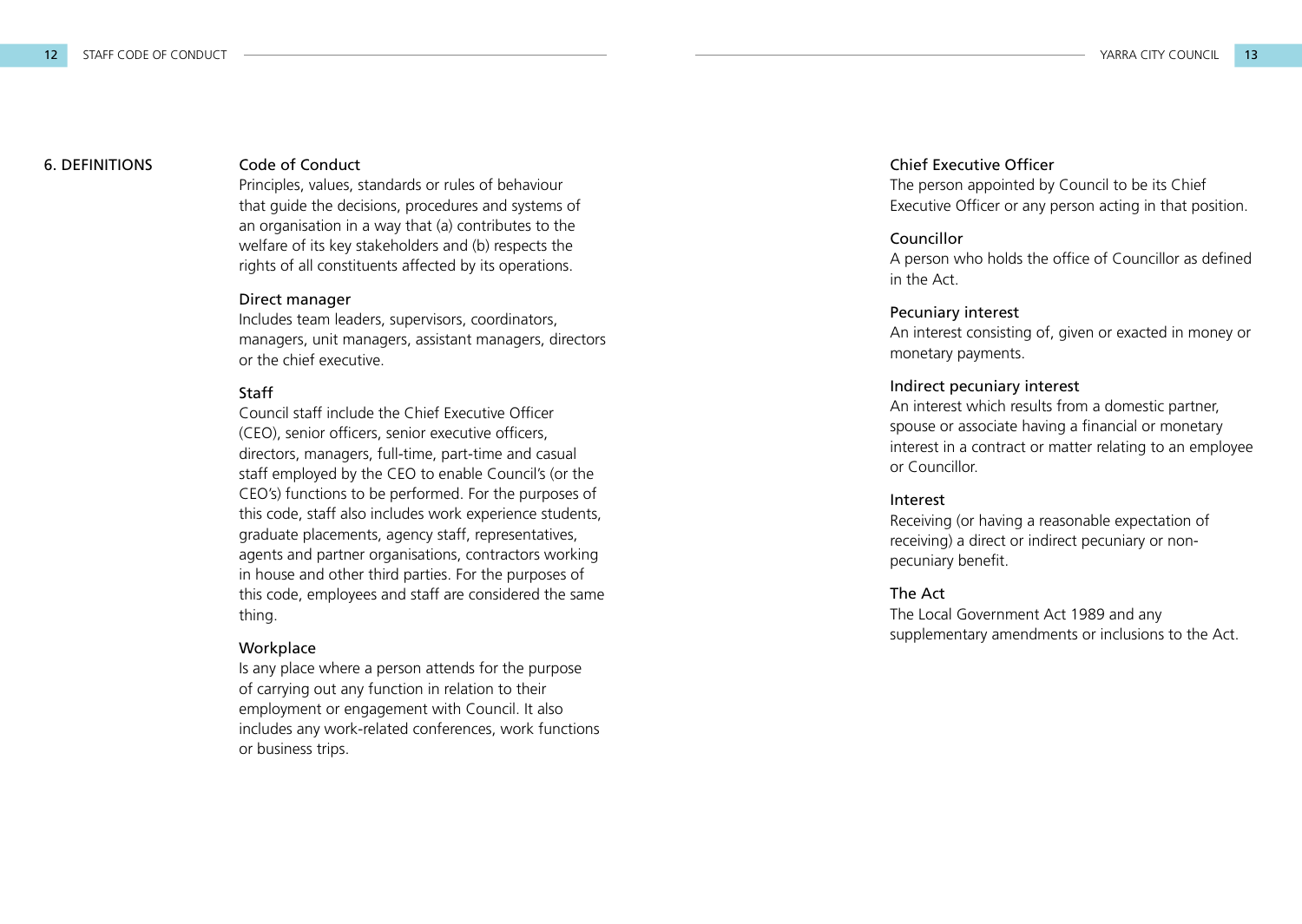## 6. DEFINITIONS

### Code of Conduct

Principles, values, standards or rules of behaviour that guide the decisions, procedures and systems of an organisation in a way that (a) contributes to the welfare of its key stakeholders and (b) respects the rights of all constituents affected by its operations.

### Direct manager

Includes team leaders, supervisors, coordinators, managers, unit managers, assistant managers, directors or the chief executive.

### Staff

Council staff include the Chief Executive Officer (CEO), senior officers, senior executive officers, directors, managers, full-time, part-time and casual staff employed by the CEO to enable Council's (or the CEO's) functions to be performed. For the purposes of this code, staff also includes work experience students, graduate placements, agency staff, representatives, agents and partner organisations, contractors working in house and other third parties. For the purposes of this code, employees and staff are considered the same thing.

### Workplace

Is any place where a person attends for the purpose of carrying out any function in relation to their employment or engagement with Council. It also includes any work-related conferences, work functions or business trips.

### Chief Executive Officer

The person appointed by Council to be its Chief Executive Officer or any person acting in that position.

### Councillor

A person who holds the office of Councillor as defined in the Act.

### Pecuniary interest

An interest consisting of, given or exacted in money or monetary payments.

### Indirect pecuniary interest

An interest which results from a domestic partner, spouse or associate having a financial or monetary interest in a contract or matter relating to an employee or Councillor.

### Interest

Receiving (or having a reasonable expectation of receiving) a direct or indirect pecuniary or non-pecuniary benefit.

### The Act

The Local Government Act 1989 and any supplementary amendments or inclusions to the Act.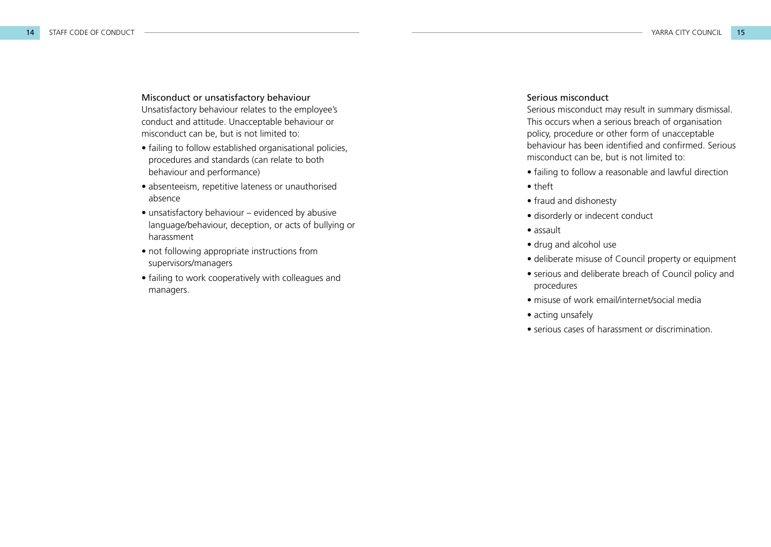### Misconduct or unsatisfactory behaviour

Unsatisfactory behaviour relates to the employee's conduct and attitude. Unacceptable behaviour or misconduct can be, but is not limited to:

- failing to follow established organisational policies, procedures and standards (can relate to both behaviour and performance)
- absenteeism, repetitive lateness or unauthorised absence
- unsatisfactory behaviour – evidenced by abusive language/behaviour, deception, or acts of bullying or harassment
- not following appropriate instructions from supervisors/managers
- failing to work cooperatively with colleagues and managers.

### Serious misconduct

Serious misconduct may result in summary dismissal. This occurs when a serious breach of organisation policy, procedure or other form of unacceptable behaviour has been identified and confirmed. Serious misconduct can be, but is not limited to:

- failing to follow a reasonable and lawful direction
- theft
- fraud and dishonesty
- disorderly or indecent conduct
- assault
- drug and alcohol use
- deliberate misuse of Council property or equipment
- serious and deliberate breach of Council policy and procedures
- misuse of work email/internet/social media
- acting unsafely
- serious cases of harassment or discrimination.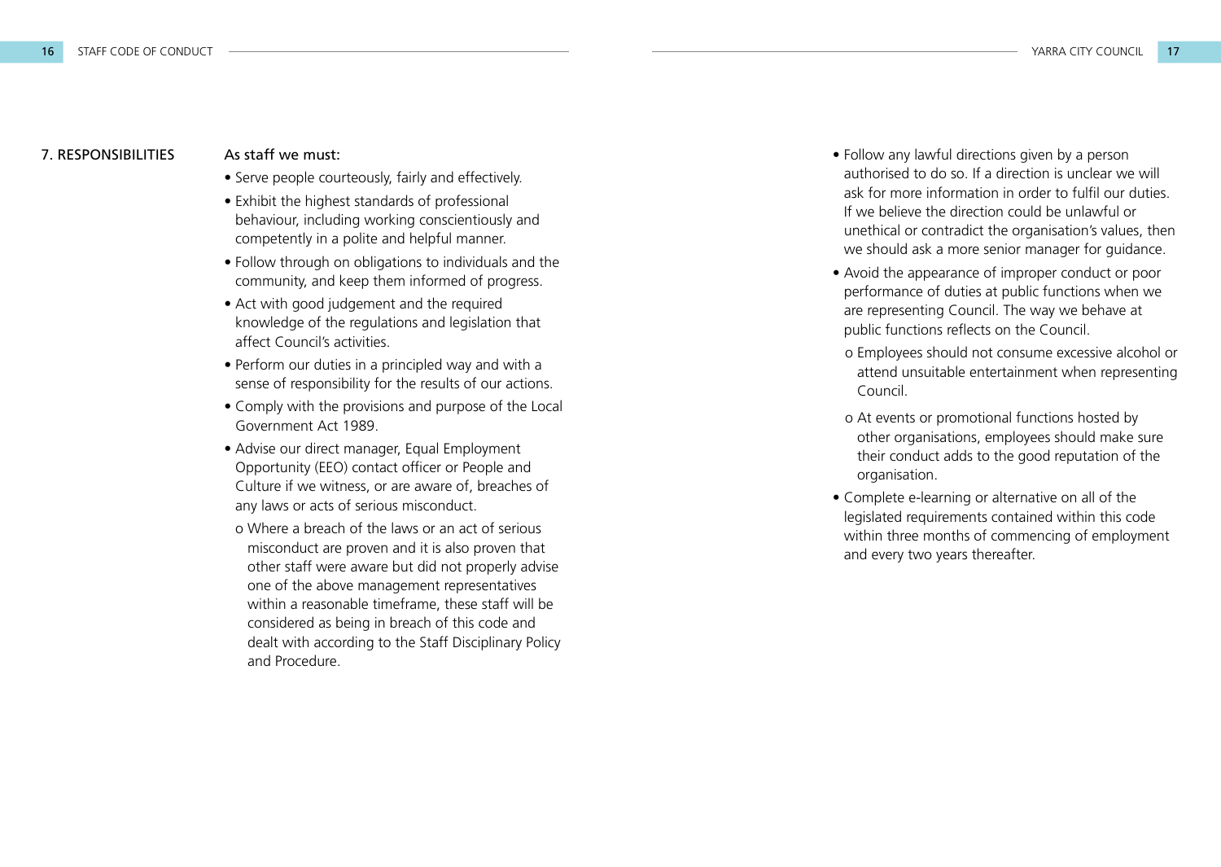## 7. RESPONSIBILITIES

As staff we must:

- Serve people courteously, fairly and effectively.
- Exhibit the highest standards of professional behaviour, including working conscientiously and competently in a polite and helpful manner.
- Follow through on obligations to individuals and the community, and keep them informed of progress.
- Act with good judgement and the required knowledge of the regulations and legislation that affect Council's activities.
- Perform our duties in a principled way and with a sense of responsibility for the results of our actions.
- Comply with the provisions and purpose of the Local Government Act 1989.
- Advise our direct manager, Equal Employment Opportunity (EEO) contact officer or People and Culture if we witness, or are aware of, breaches of any laws or acts of serious misconduct.
  - Where a breach of the laws or an act of serious misconduct are proven and it is also proven that other staff were aware but did not properly advise one of the above management representatives within a reasonable timeframe, these staff will be considered as being in breach of this code and dealt with according to the Staff Disciplinary Policy and Procedure.
- Follow any lawful directions given by a person authorised to do so. If a direction is unclear we will ask for more information in order to fulfil our duties. If we believe the direction could be unlawful or unethical or contradict the organisation's values, then we should ask a more senior manager for guidance.
- Avoid the appearance of improper conduct or poor performance of duties at public functions when we are representing Council. The way we behave at public functions reflects on the Council.
  - Employees should not consume excessive alcohol or attend unsuitable entertainment when representing Council.
  - At events or promotional functions hosted by other organisations, employees should make sure their conduct adds to the good reputation of the organisation.
- Complete e-learning or alternative on all of the legislated requirements contained within this code within three months of commencing of employment and every two years thereafter.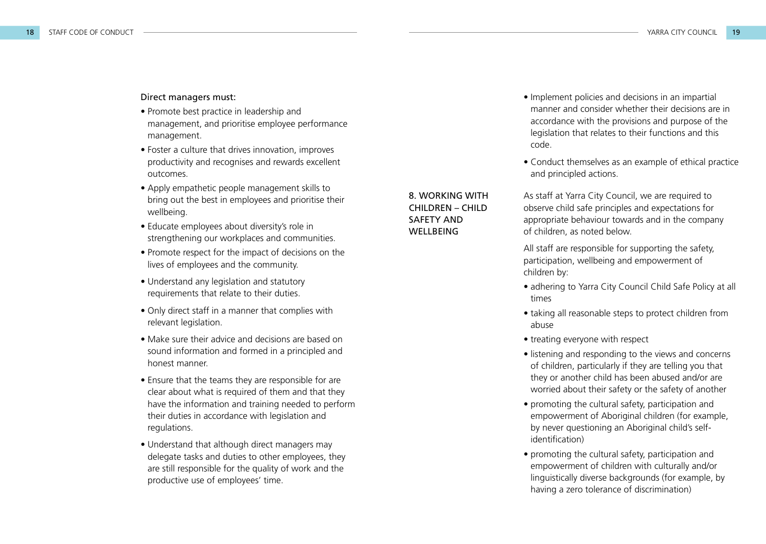Direct managers must:

- Promote best practice in leadership and management, and prioritise employee performance management.
- Foster a culture that drives innovation, improves productivity and recognises and rewards excellent outcomes.
- Apply empathetic people management skills to bring out the best in employees and prioritise their wellbeing.
- Educate employees about diversity's role in strengthening our workplaces and communities.
- Promote respect for the impact of decisions on the lives of employees and the community.
- Understand any legislation and statutory requirements that relate to their duties.
- Only direct staff in a manner that complies with relevant legislation.
- Make sure their advice and decisions are based on sound information and formed in a principled and honest manner.
- Ensure that the teams they are responsible for are clear about what is required of them and that they have the information and training needed to perform their duties in accordance with legislation and regulations.
- Understand that although direct managers may delegate tasks and duties to other employees, they are still responsible for the quality of work and the productive use of employees' time.
- Implement policies and decisions in an impartial manner and consider whether their decisions are in accordance with the provisions and purpose of the legislation that relates to their functions and this code.
- Conduct themselves as an example of ethical practice and principled actions.

## 8. WORKING WITH CHILDREN – CHILD SAFETY AND WELLBEING

As staff at Yarra City Council, we are required to observe child safe principles and expectations for appropriate behaviour towards and in the company of children, as noted below.

All staff are responsible for supporting the safety, participation, wellbeing and empowerment of children by:

- adhering to Yarra City Council Child Safe Policy at all times
- taking all reasonable steps to protect children from abuse
- treating everyone with respect
- listening and responding to the views and concerns of children, particularly if they are telling you that they or another child has been abused and/or are worried about their safety or the safety of another
- promoting the cultural safety, participation and empowerment of Aboriginal children (for example, by never questioning an Aboriginal child's self-identification)
- promoting the cultural safety, participation and empowerment of children with culturally and/or linguistically diverse backgrounds (for example, by having a zero tolerance of discrimination)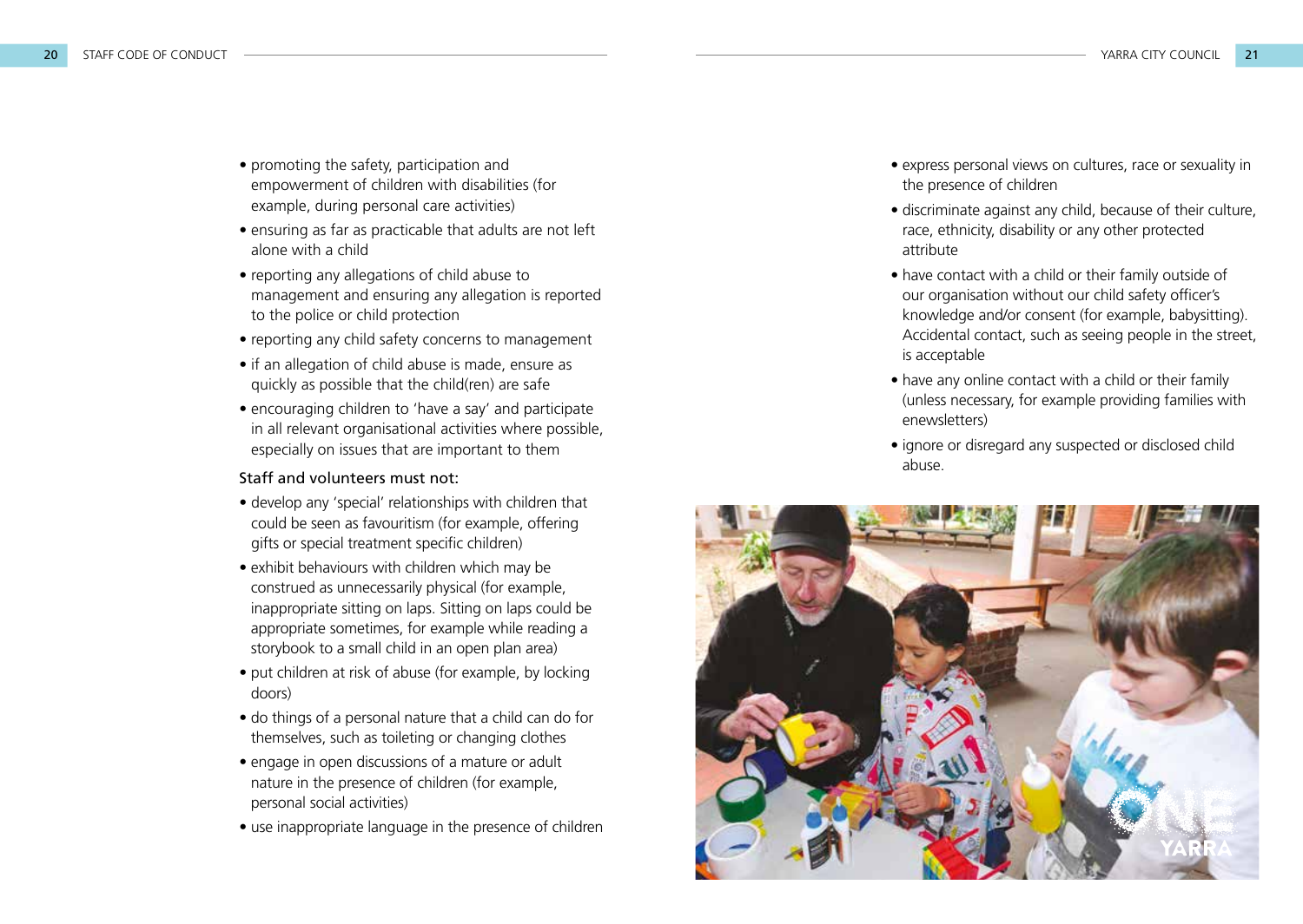- promoting the safety, participation and empowerment of children with disabilities (for example, during personal care activities)
- ensuring as far as practicable that adults are not left alone with a child
- reporting any allegations of child abuse to management and ensuring any allegation is reported to the police or child protection
- reporting any child safety concerns to management
- if an allegation of child abuse is made, ensure as quickly as possible that the child(ren) are safe
- encouraging children to 'have a say' and participate in all relevant organisational activities where possible, especially on issues that are important to them

Staff and volunteers must not:

- develop any 'special' relationships with children that could be seen as favouritism (for example, offering gifts or special treatment specific children)
- exhibit behaviours with children which may be construed as unnecessarily physical (for example, inappropriate sitting on laps. Sitting on laps could be appropriate sometimes, for example while reading a storybook to a small child in an open plan area)
- put children at risk of abuse (for example, by locking doors)
- do things of a personal nature that a child can do for themselves, such as toileting or changing clothes
- engage in open discussions of a mature or adult nature in the presence of children (for example, personal social activities)
- use inappropriate language in the presence of children
- express personal views on cultures, race or sexuality in the presence of children
- discriminate against any child, because of their culture, race, ethnicity, disability or any other protected attribute
- have contact with a child or their family outside of our organisation without our child safety officer's knowledge and/or consent (for example, babysitting). Accidental contact, such as seeing people in the street, is acceptable
- have any online contact with a child or their family (unless necessary, for example providing families with enewsletters)
- ignore or disregard any suspected or disclosed child abuse.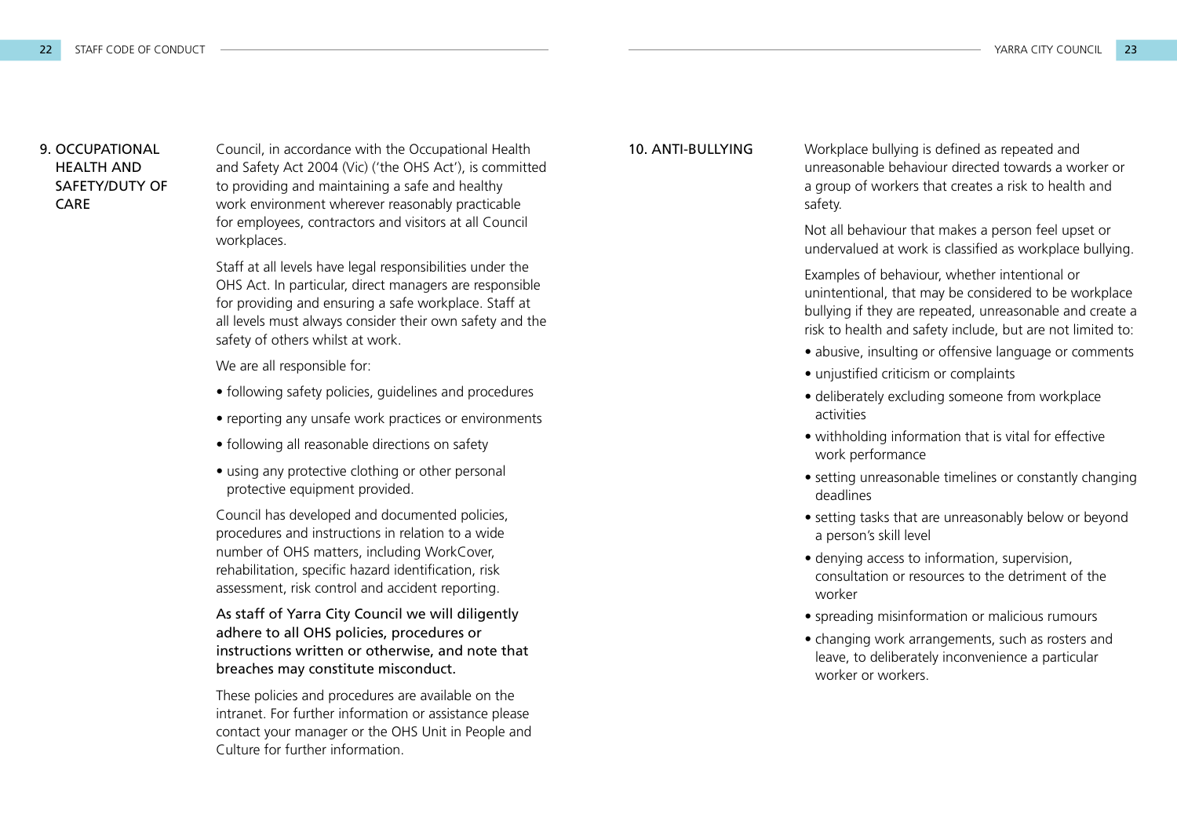## 9. OCCUPATIONAL HEALTH AND SAFETY/DUTY OF CARE

Council, in accordance with the Occupational Health and Safety Act 2004 (Vic) ('the OHS Act'), is committed to providing and maintaining a safe and healthy work environment wherever reasonably practicable for employees, contractors and visitors at all Council workplaces.

Staff at all levels have legal responsibilities under the OHS Act. In particular, direct managers are responsible for providing and ensuring a safe workplace. Staff at all levels must always consider their own safety and the safety of others whilst at work.

We are all responsible for:

- following safety policies, guidelines and procedures
- reporting any unsafe work practices or environments
- following all reasonable directions on safety
- using any protective clothing or other personal protective equipment provided.

Council has developed and documented policies, procedures and instructions in relation to a wide number of OHS matters, including WorkCover, rehabilitation, specific hazard identification, risk assessment, risk control and accident reporting.

**As staff of Yarra City Council we will diligently adhere to all OHS policies, procedures or instructions written or otherwise, and note that breaches may constitute misconduct.**

These policies and procedures are available on the intranet. For further information or assistance please contact your manager or the OHS Unit in People and Culture for further information.

## 10. ANTI-BULLYING

Workplace bullying is defined as repeated and unreasonable behaviour directed towards a worker or a group of workers that creates a risk to health and safety.

Not all behaviour that makes a person feel upset or undervalued at work is classified as workplace bullying.

Examples of behaviour, whether intentional or unintentional, that may be considered to be workplace bullying if they are repeated, unreasonable and create a risk to health and safety include, but are not limited to:

- abusive, insulting or offensive language or comments
- unjustified criticism or complaints
- deliberately excluding someone from workplace activities
- withholding information that is vital for effective work performance
- setting unreasonable timelines or constantly changing deadlines
- setting tasks that are unreasonably below or beyond a person's skill level
- denying access to information, supervision, consultation or resources to the detriment of the worker
- spreading misinformation or malicious rumours
- changing work arrangements, such as rosters and leave, to deliberately inconvenience a particular worker or workers.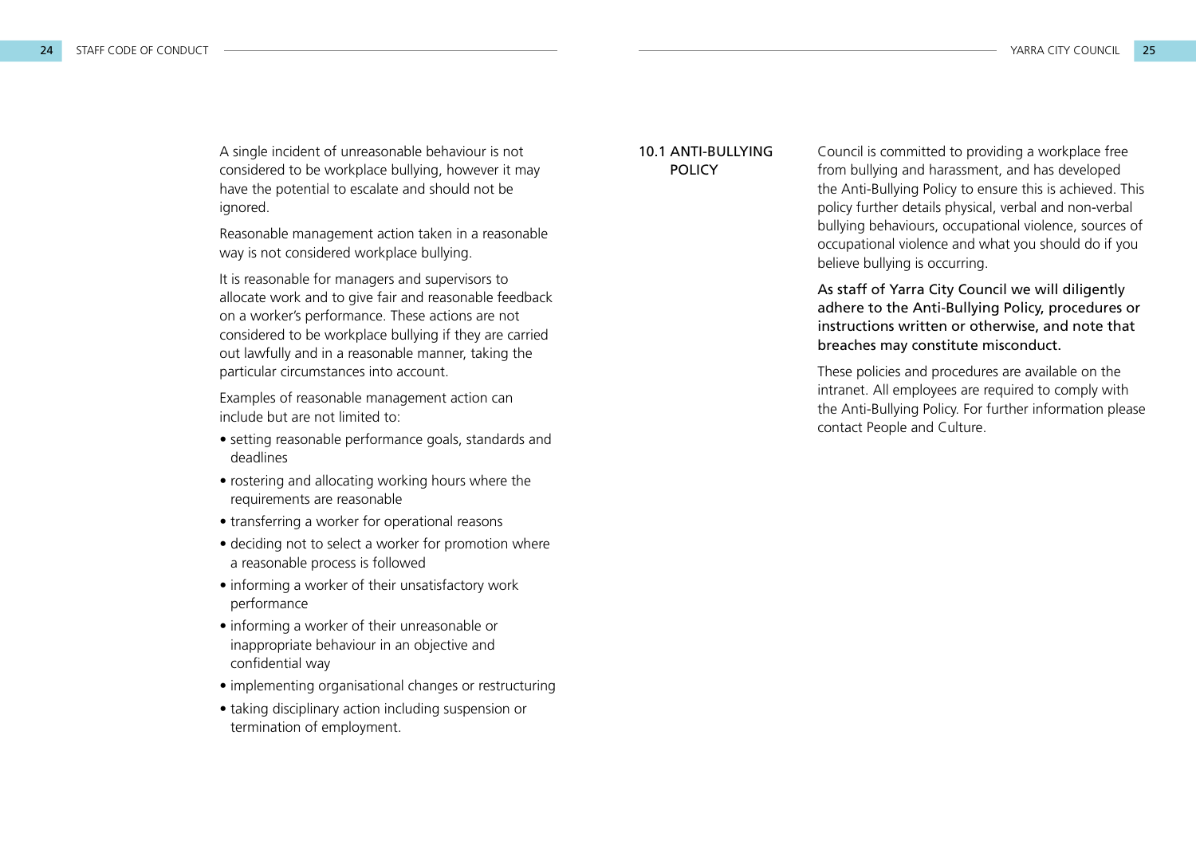A single incident of unreasonable behaviour is not considered to be workplace bullying, however it may have the potential to escalate and should not be ignored.

Reasonable management action taken in a reasonable way is not considered workplace bullying.

It is reasonable for managers and supervisors to allocate work and to give fair and reasonable feedback on a worker's performance. These actions are not considered to be workplace bullying if they are carried out lawfully and in a reasonable manner, taking the particular circumstances into account.

Examples of reasonable management action can include but are not limited to:

- setting reasonable performance goals, standards and deadlines
- rostering and allocating working hours where the requirements are reasonable
- transferring a worker for operational reasons
- deciding not to select a worker for promotion where a reasonable process is followed
- informing a worker of their unsatisfactory work performance
- informing a worker of their unreasonable or inappropriate behaviour in an objective and confidential way
- implementing organisational changes or restructuring
- taking disciplinary action including suspension or termination of employment.

## 10.1 ANTI-BULLYING POLICY

Council is committed to providing a workplace free from bullying and harassment, and has developed the Anti-Bullying Policy to ensure this is achieved. This policy further details physical, verbal and non-verbal bullying behaviours, occupational violence, sources of occupational violence and what you should do if you believe bullying is occurring.

As staff of Yarra City Council we will diligently adhere to the Anti-Bullying Policy, procedures or instructions written or otherwise, and note that breaches may constitute misconduct.

These policies and procedures are available on the intranet. All employees are required to comply with the Anti-Bullying Policy. For further information please contact People and Culture.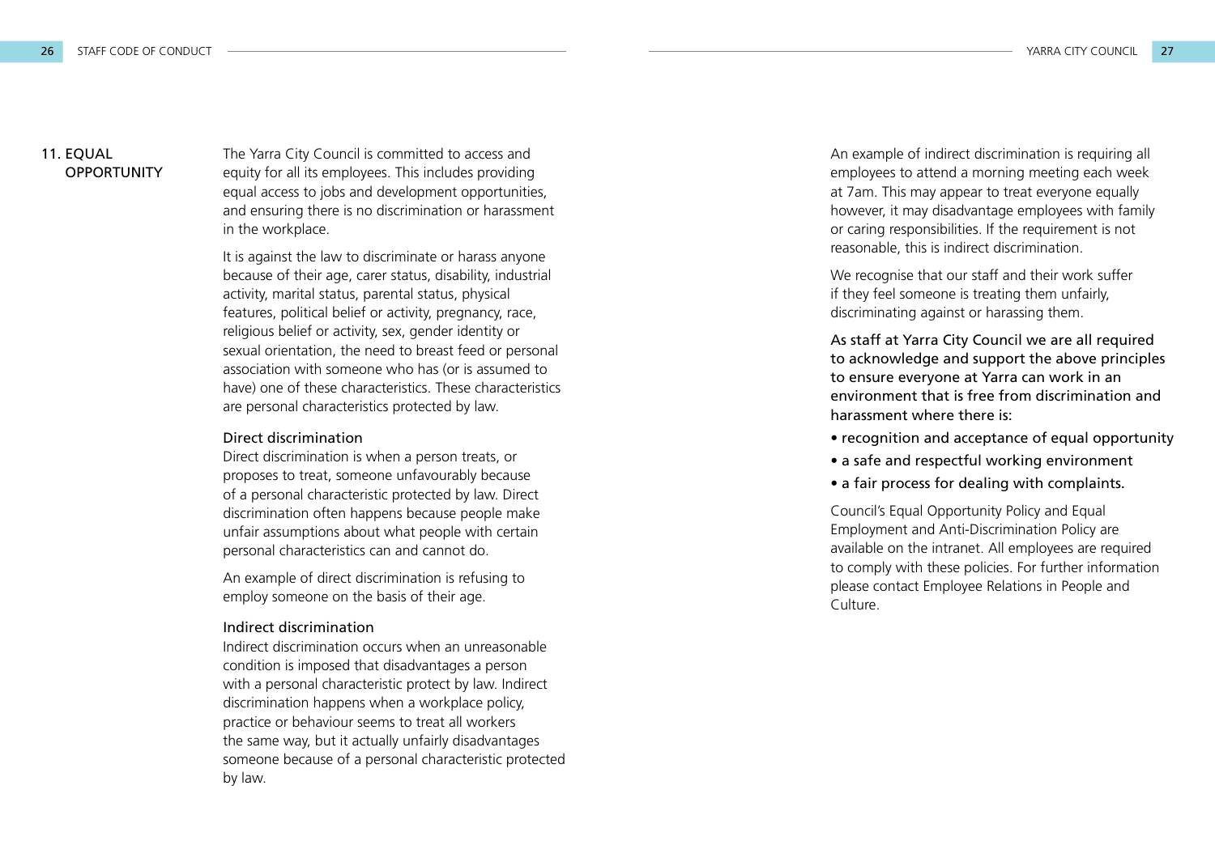## 11. EQUAL OPPORTUNITY

The Yarra City Council is committed to access and equity for all its employees. This includes providing equal access to jobs and development opportunities, and ensuring there is no discrimination or harassment in the workplace.

It is against the law to discriminate or harass anyone because of their age, carer status, disability, industrial activity, marital status, parental status, physical features, political belief or activity, pregnancy, race, religious belief or activity, sex, gender identity or sexual orientation, the need to breast feed or personal association with someone who has (or is assumed to have) one of these characteristics. These characteristics are personal characteristics protected by law.

### Direct discrimination

Direct discrimination is when a person treats, or proposes to treat, someone unfavourably because of a personal characteristic protected by law. Direct discrimination often happens because people make unfair assumptions about what people with certain personal characteristics can and cannot do.

An example of direct discrimination is refusing to employ someone on the basis of their age.

### Indirect discrimination

Indirect discrimination occurs when an unreasonable condition is imposed that disadvantages a person with a personal characteristic protect by law. Indirect discrimination happens when a workplace policy, practice or behaviour seems to treat all workers the same way, but it actually unfairly disadvantages someone because of a personal characteristic protected by law.

An example of indirect discrimination is requiring all employees to attend a morning meeting each week at 7am. This may appear to treat everyone equally however, it may disadvantage employees with family or caring responsibilities. If the requirement is not reasonable, this is indirect discrimination.

We recognise that our staff and their work suffer if they feel someone is treating them unfairly, discriminating against or harassing them.

As staff at Yarra City Council we are all required to acknowledge and support the above principles to ensure everyone at Yarra can work in an environment that is free from discrimination and harassment where there is:

- recognition and acceptance of equal opportunity
- a safe and respectful working environment
- a fair process for dealing with complaints.

Council's Equal Opportunity Policy and Equal Employment and Anti-Discrimination Policy are available on the intranet. All employees are required to comply with these policies. For further information please contact Employee Relations in People and Culture.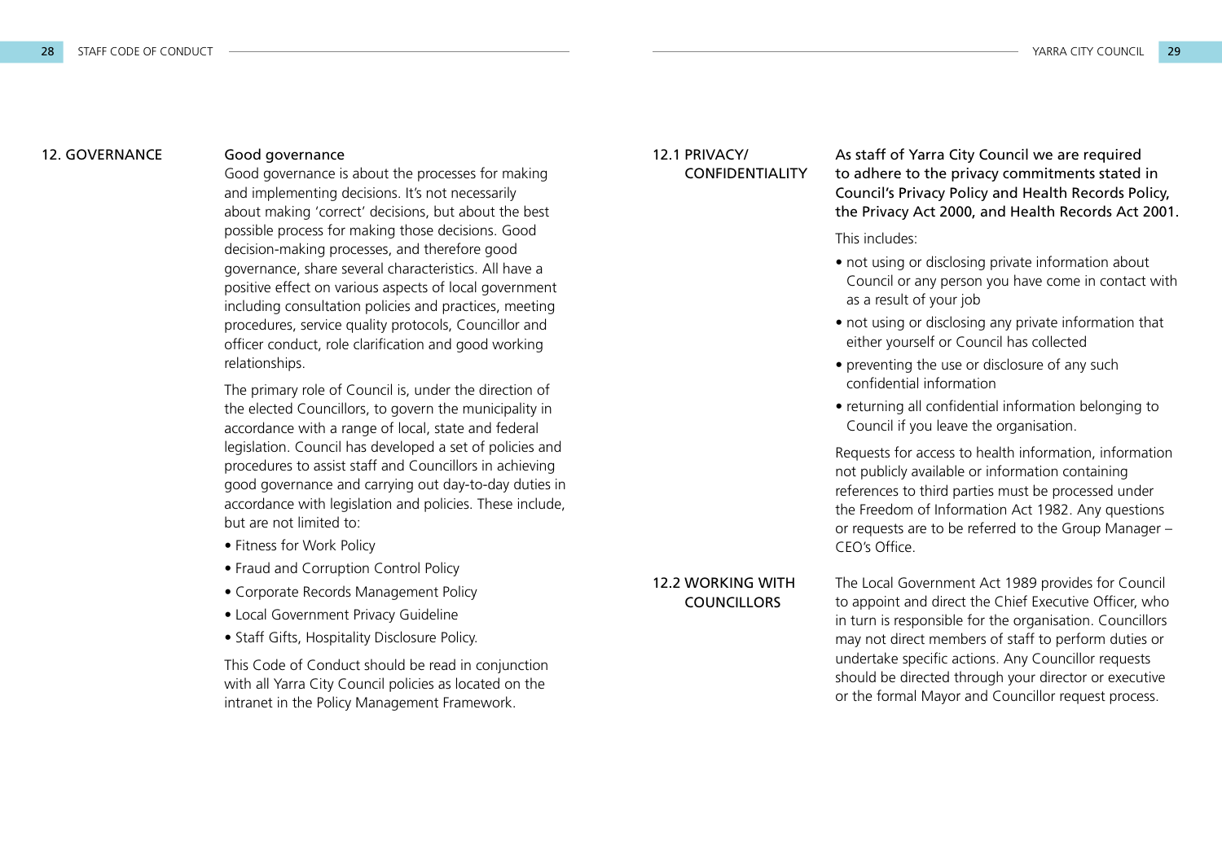## 12. GOVERNANCE

### Good governance

Good governance is about the processes for making and implementing decisions. It's not necessarily about making 'correct' decisions, but about the best possible process for making those decisions. Good decision-making processes, and therefore good governance, share several characteristics. All have a positive effect on various aspects of local government including consultation policies and practices, meeting procedures, service quality protocols, Councillor and officer conduct, role clarification and good working relationships.

The primary role of Council is, under the direction of the elected Councillors, to govern the municipality in accordance with a range of local, state and federal legislation. Council has developed a set of policies and procedures to assist staff and Councillors in achieving good governance and carrying out day-to-day duties in accordance with legislation and policies. These include, but are not limited to:

- Fitness for Work Policy
- Fraud and Corruption Control Policy
- Corporate Records Management Policy
- Local Government Privacy Guideline
- Staff Gifts, Hospitality Disclosure Policy.

This Code of Conduct should be read in conjunction with all Yarra City Council policies as located on the intranet in the Policy Management Framework.

## 12.1 PRIVACY/CONFIDENTIALITY

As staff of Yarra City Council we are required to adhere to the privacy commitments stated in Council's Privacy Policy and Health Records Policy, the Privacy Act 2000, and Health Records Act 2001.

This includes:

- not using or disclosing private information about Council or any person you have come in contact with as a result of your job
- not using or disclosing any private information that either yourself or Council has collected
- preventing the use or disclosure of any such confidential information
- returning all confidential information belonging to Council if you leave the organisation.

Requests for access to health information, information not publicly available or information containing references to third parties must be processed under the Freedom of Information Act 1982. Any questions or requests are to be referred to the Group Manager – CEO's Office.

## 12.2 WORKING WITH COUNCILLORS

The Local Government Act 1989 provides for Council to appoint and direct the Chief Executive Officer, who in turn is responsible for the organisation. Councillors may not direct members of staff to perform duties or undertake specific actions. Any Councillor requests should be directed through your director or executive or the formal Mayor and Councillor request process.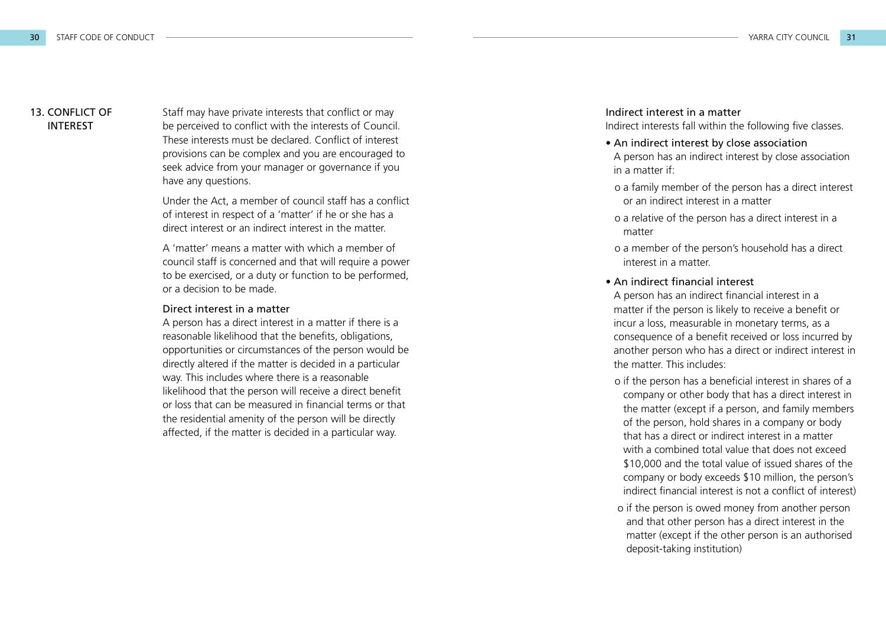## 13. CONFLICT OF INTEREST

Staff may have private interests that conflict or may be perceived to conflict with the interests of Council. These interests must be declared. Conflict of interest provisions can be complex and you are encouraged to seek advice from your manager or governance if you have any questions.

Under the Act, a member of council staff has a conflict of interest in respect of a 'matter' if he or she has a direct interest or an indirect interest in the matter.

A 'matter' means a matter with which a member of council staff is concerned and that will require a power to be exercised, or a duty or function to be performed, or a decision to be made.

### Direct interest in a matter

A person has a direct interest in a matter if there is a reasonable likelihood that the benefits, obligations, opportunities or circumstances of the person would be directly altered if the matter is decided in a particular way. This includes where there is a reasonable likelihood that the person will receive a direct benefit or loss that can be measured in financial terms or that the residential amenity of the person will be directly affected, if the matter is decided in a particular way.

### Indirect interest in a matter

Indirect interests fall within the following five classes.

- An indirect interest by close association
  A person has an indirect interest by close association in a matter if:
  - a family member of the person has a direct interest or an indirect interest in a matter
  - a relative of the person has a direct interest in a matter
  - a member of the person's household has a direct interest in a matter.
- An indirect financial interest
  A person has an indirect financial interest in a matter if the person is likely to receive a benefit or incur a loss, measurable in monetary terms, as a consequence of a benefit received or loss incurred by another person who has a direct or indirect interest in the matter. This includes:
  - if the person has a beneficial interest in shares of a company or other body that has a direct interest in the matter (except if a person, and family members of the person, hold shares in a company or body that has a direct or indirect interest in a matter with a combined total value that does not exceed $10,000 and the total value of issued shares of the company or body exceeds $10 million, the person's indirect financial interest is not a conflict of interest)
  - if the person is owed money from another person and that other person has a direct interest in the matter (except if the other person is an authorised deposit-taking institution)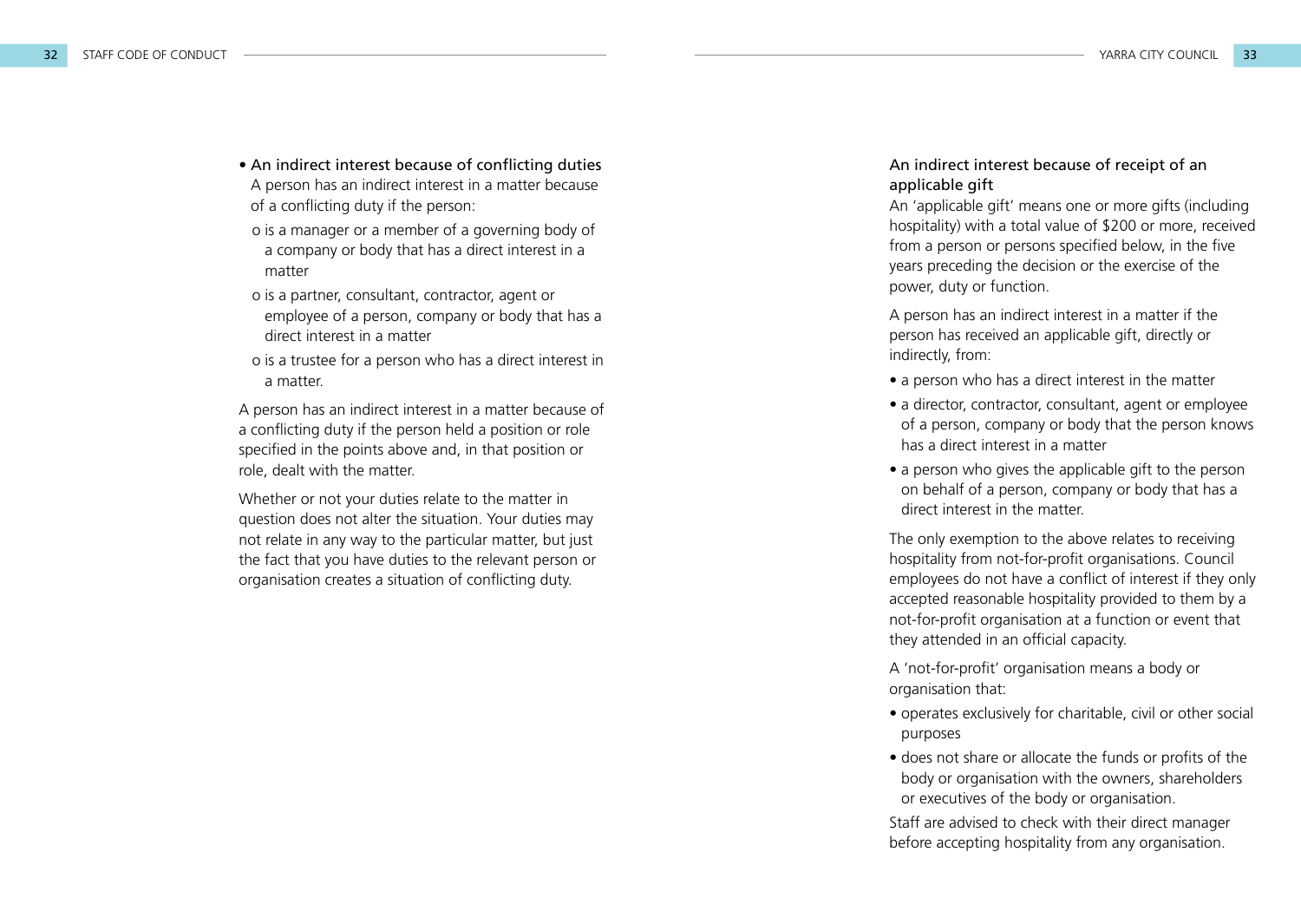- An indirect interest because of conflicting duties
  A person has an indirect interest in a matter because of a conflicting duty if the person:
  - is a manager or a member of a governing body of a company or body that has a direct interest in a matter
  - is a partner, consultant, contractor, agent or employee of a person, company or body that has a direct interest in a matter
  - is a trustee for a person who has a direct interest in a matter.

A person has an indirect interest in a matter because of a conflicting duty if the person held a position or role specified in the points above and, in that position or role, dealt with the matter.

Whether or not your duties relate to the matter in question does not alter the situation. Your duties may not relate in any way to the particular matter, but just the fact that you have duties to the relevant person or organisation creates a situation of conflicting duty.

### An indirect interest because of receipt of an applicable gift

An 'applicable gift' means one or more gifts (including hospitality) with a total value of $200 or more, received from a person or persons specified below, in the five years preceding the decision or the exercise of the power, duty or function.

A person has an indirect interest in a matter if the person has received an applicable gift, directly or indirectly, from:

- a person who has a direct interest in the matter
- a director, contractor, consultant, agent or employee of a person, company or body that the person knows has a direct interest in a matter
- a person who gives the applicable gift to the person on behalf of a person, company or body that has a direct interest in the matter.

The only exemption to the above relates to receiving hospitality from not-for-profit organisations. Council employees do not have a conflict of interest if they only accepted reasonable hospitality provided to them by a not-for-profit organisation at a function or event that they attended in an official capacity.

A 'not-for-profit' organisation means a body or organisation that:

- operates exclusively for charitable, civil or other social purposes
- does not share or allocate the funds or profits of the body or organisation with the owners, shareholders or executives of the body or organisation.

Staff are advised to check with their direct manager before accepting hospitality from any organisation.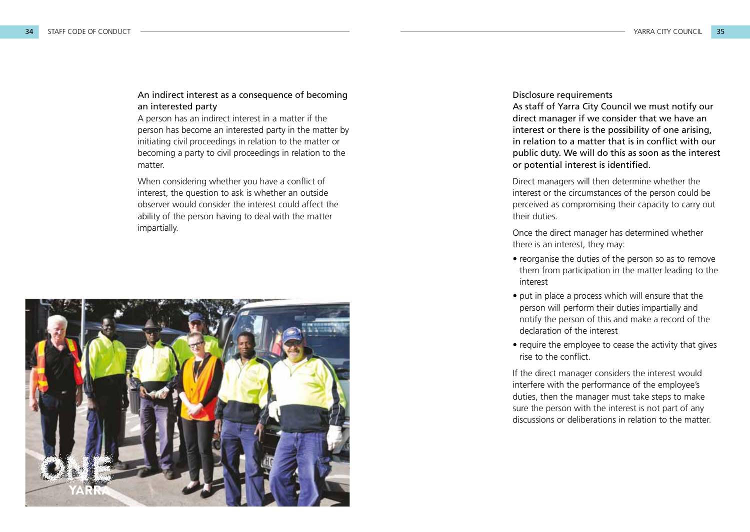### An indirect interest as a consequence of becoming an interested party

A person has an indirect interest in a matter if the person has become an interested party in the matter by initiating civil proceedings in relation to the matter or becoming a party to civil proceedings in relation to the matter.

When considering whether you have a conflict of interest, the question to ask is whether an outside observer would consider the interest could affect the ability of the person having to deal with the matter impartially.

### Disclosure requirements

**As staff of Yarra City Council we must notify our direct manager if we consider that we have an interest or there is the possibility of one arising, in relation to a matter that is in conflict with our public duty. We will do this as soon as the interest or potential interest is identified.**

Direct managers will then determine whether the interest or the circumstances of the person could be perceived as compromising their capacity to carry out their duties.

Once the direct manager has determined whether there is an interest, they may:

- reorganise the duties of the person so as to remove them from participation in the matter leading to the interest
- put in place a process which will ensure that the person will perform their duties impartially and notify the person of this and make a record of the declaration of the interest
- require the employee to cease the activity that gives rise to the conflict.

If the direct manager considers the interest would interfere with the performance of the employee's duties, then the manager must take steps to make sure the person with the interest is not part of any discussions or deliberations in relation to the matter.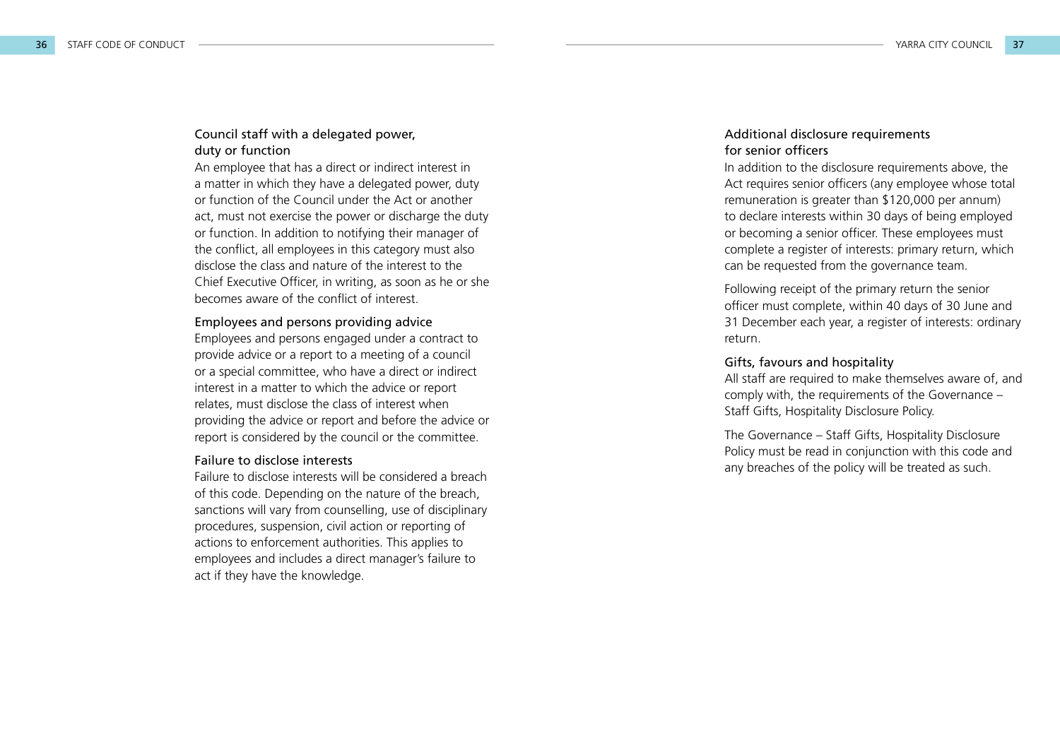### Council staff with a delegated power, duty or function

An employee that has a direct or indirect interest in a matter in which they have a delegated power, duty or function of the Council under the Act or another act, must not exercise the power or discharge the duty or function. In addition to notifying their manager of the conflict, all employees in this category must also disclose the class and nature of the interest to the Chief Executive Officer, in writing, as soon as he or she becomes aware of the conflict of interest.

### Employees and persons providing advice

Employees and persons engaged under a contract to provide advice or a report to a meeting of a council or a special committee, who have a direct or indirect interest in a matter to which the advice or report relates, must disclose the class of interest when providing the advice or report and before the advice or report is considered by the council or the committee.

### Failure to disclose interests

Failure to disclose interests will be considered a breach of this code. Depending on the nature of the breach, sanctions will vary from counselling, use of disciplinary procedures, suspension, civil action or reporting of actions to enforcement authorities. This applies to employees and includes a direct manager's failure to act if they have the knowledge.

### Additional disclosure requirements for senior officers

In addition to the disclosure requirements above, the Act requires senior officers (any employee whose total remuneration is greater than $120,000 per annum) to declare interests within 30 days of being employed or becoming a senior officer. These employees must complete a register of interests: primary return, which can be requested from the governance team.

Following receipt of the primary return the senior officer must complete, within 40 days of 30 June and 31 December each year, a register of interests: ordinary return.

### Gifts, favours and hospitality

All staff are required to make themselves aware of, and comply with, the requirements of the Governance – Staff Gifts, Hospitality Disclosure Policy.

The Governance – Staff Gifts, Hospitality Disclosure Policy must be read in conjunction with this code and any breaches of the policy will be treated as such.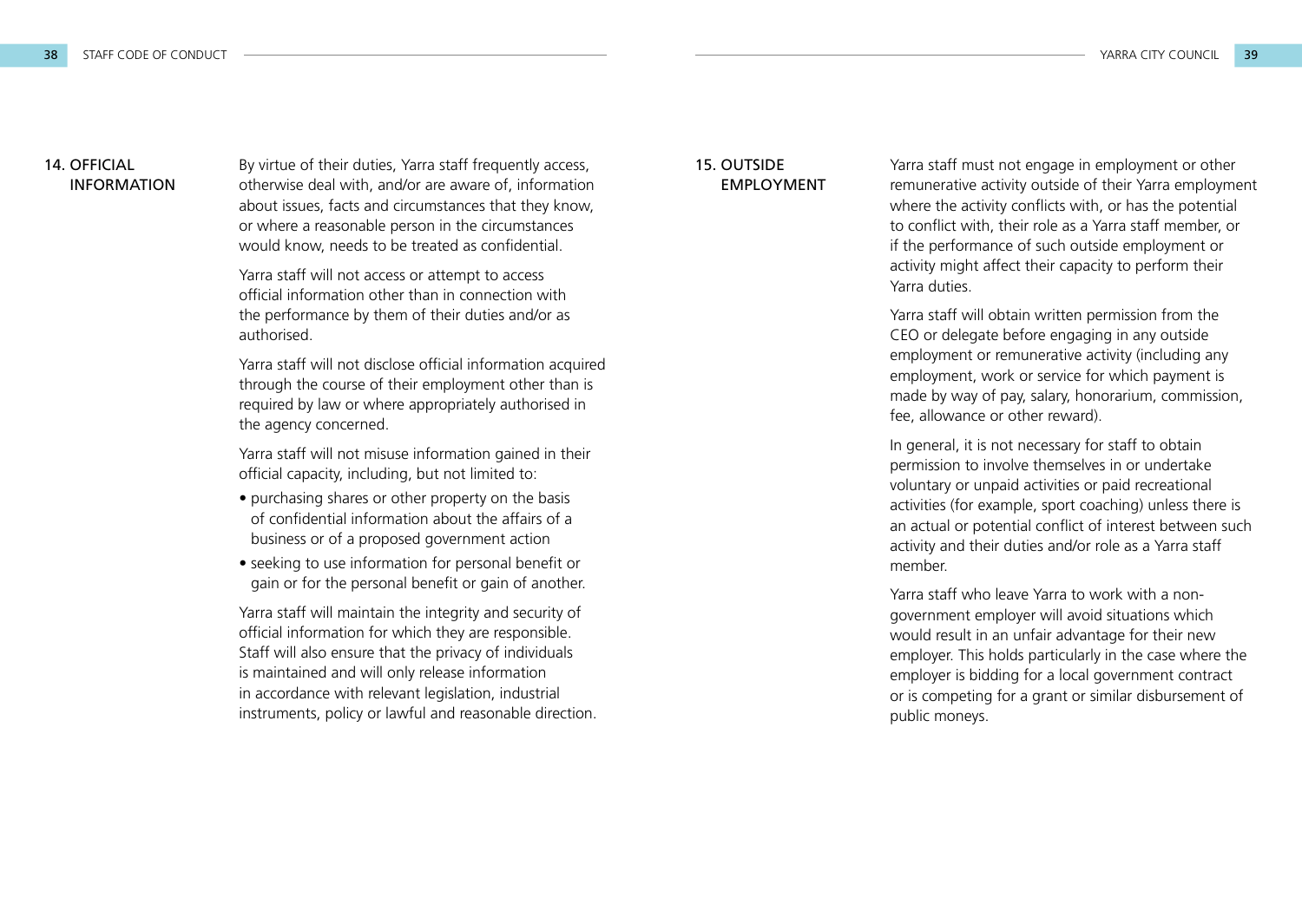## 14. OFFICIAL INFORMATION

By virtue of their duties, Yarra staff frequently access, otherwise deal with, and/or are aware of, information about issues, facts and circumstances that they know, or where a reasonable person in the circumstances would know, needs to be treated as confidential.

Yarra staff will not access or attempt to access official information other than in connection with the performance by them of their duties and/or as authorised.

Yarra staff will not disclose official information acquired through the course of their employment other than is required by law or where appropriately authorised in the agency concerned.

Yarra staff will not misuse information gained in their official capacity, including, but not limited to:

- purchasing shares or other property on the basis of confidential information about the affairs of a business or of a proposed government action
- seeking to use information for personal benefit or gain or for the personal benefit or gain of another.

Yarra staff will maintain the integrity and security of official information for which they are responsible. Staff will also ensure that the privacy of individuals is maintained and will only release information in accordance with relevant legislation, industrial instruments, policy or lawful and reasonable direction.

## 15. OUTSIDE EMPLOYMENT

Yarra staff must not engage in employment or other remunerative activity outside of their Yarra employment where the activity conflicts with, or has the potential to conflict with, their role as a Yarra staff member, or if the performance of such outside employment or activity might affect their capacity to perform their Yarra duties.

Yarra staff will obtain written permission from the CEO or delegate before engaging in any outside employment or remunerative activity (including any employment, work or service for which payment is made by way of pay, salary, honorarium, commission, fee, allowance or other reward).

In general, it is not necessary for staff to obtain permission to involve themselves in or undertake voluntary or unpaid activities or paid recreational activities (for example, sport coaching) unless there is an actual or potential conflict of interest between such activity and their duties and/or role as a Yarra staff member.

Yarra staff who leave Yarra to work with a non-government employer will avoid situations which would result in an unfair advantage for their new employer. This holds particularly in the case where the employer is bidding for a local government contract or is competing for a grant or similar disbursement of public moneys.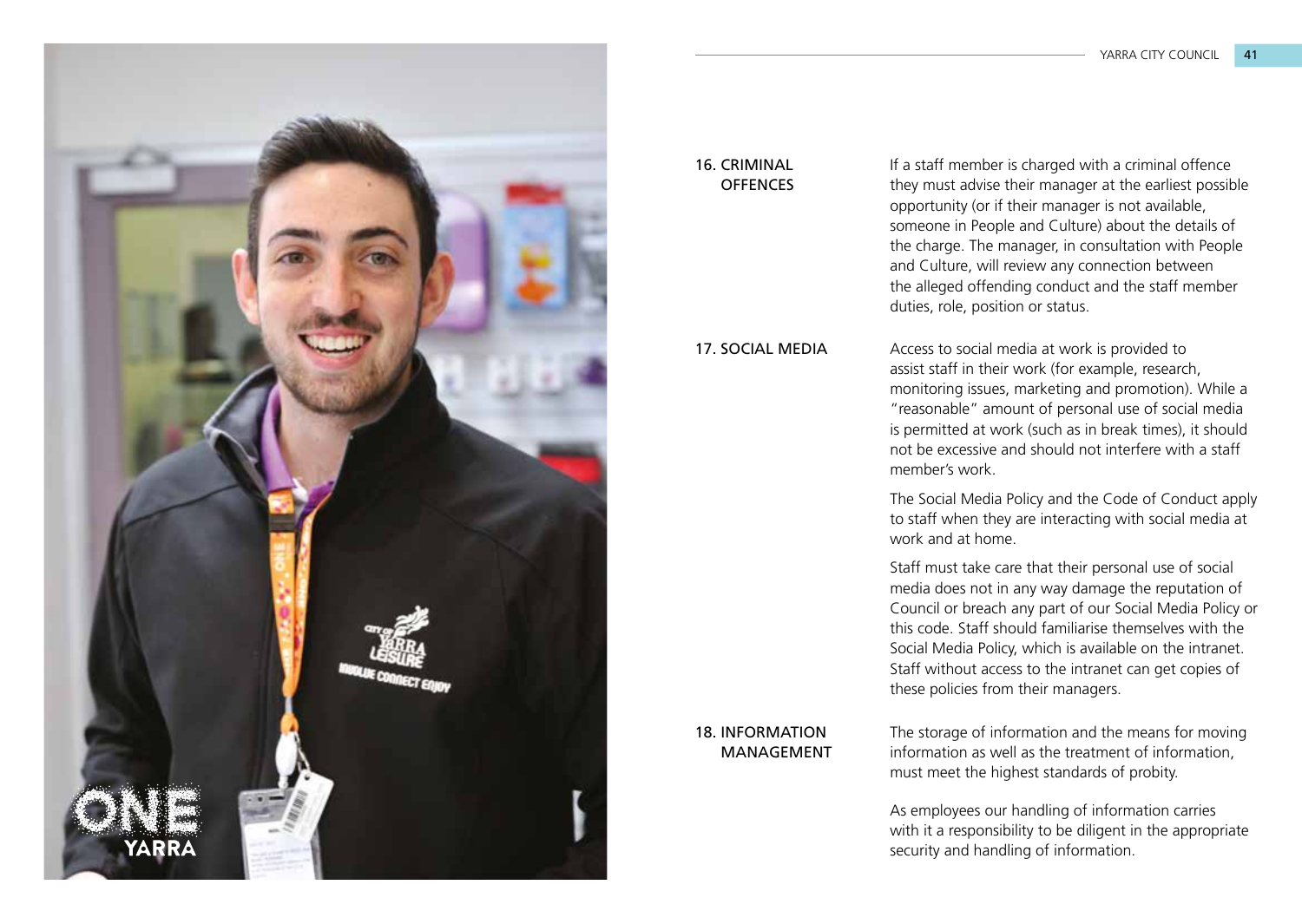## 16. CRIMINAL OFFENCES

If a staff member is charged with a criminal offence they must advise their manager at the earliest possible opportunity (or if their manager is not available, someone in People and Culture) about the details of the charge. The manager, in consultation with People and Culture, will review any connection between the alleged offending conduct and the staff member duties, role, position or status.

## 17. SOCIAL MEDIA

Access to social media at work is provided to assist staff in their work (for example, research, monitoring issues, marketing and promotion). While a "reasonable" amount of personal use of social media is permitted at work (such as in break times), it should not be excessive and should not interfere with a staff member's work.

The Social Media Policy and the Code of Conduct apply to staff when they are interacting with social media at work and at home.

Staff must take care that their personal use of social media does not in any way damage the reputation of Council or breach any part of our Social Media Policy or this code. Staff should familiarise themselves with the Social Media Policy, which is available on the intranet. Staff without access to the intranet can get copies of these policies from their managers.

## 18. INFORMATION MANAGEMENT

The storage of information and the means for moving information as well as the treatment of information, must meet the highest standards of probity.

As employees our handling of information carries with it a responsibility to be diligent in the appropriate security and handling of information.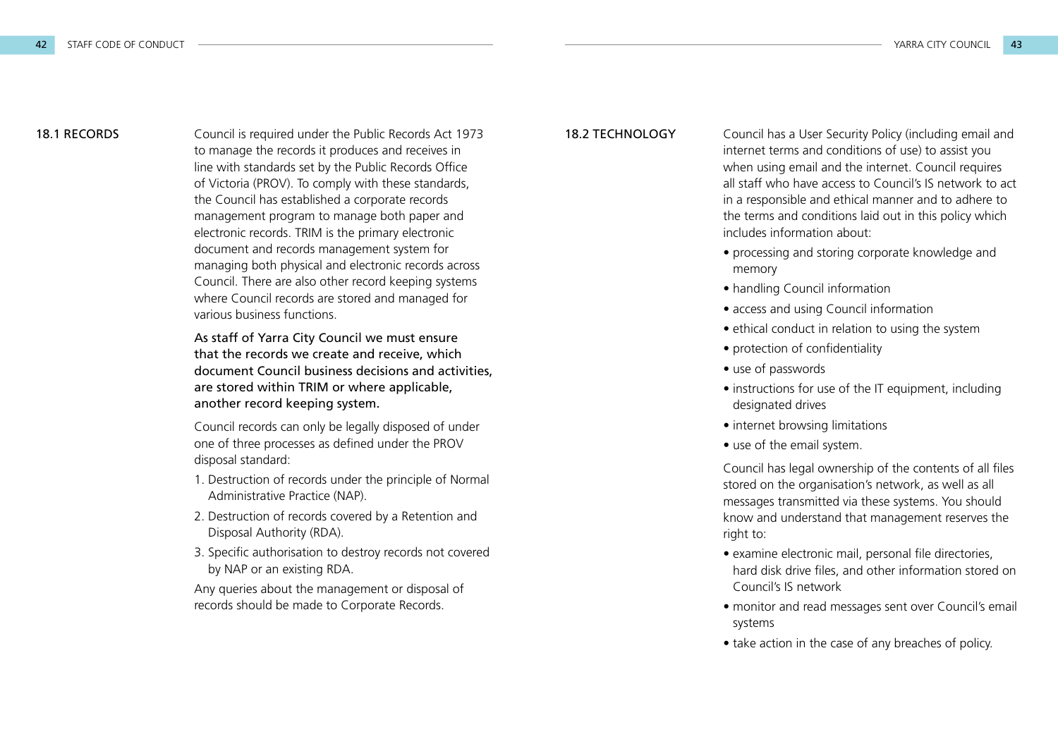## 18.1 RECORDS

Council is required under the Public Records Act 1973 to manage the records it produces and receives in line with standards set by the Public Records Office of Victoria (PROV). To comply with these standards, the Council has established a corporate records management program to manage both paper and electronic records. TRIM is the primary electronic document and records management system for managing both physical and electronic records across Council. There are also other record keeping systems where Council records are stored and managed for various business functions.

**As staff of Yarra City Council we must ensure that the records we create and receive, which document Council business decisions and activities, are stored within TRIM or where applicable, another record keeping system.**

Council records can only be legally disposed of under one of three processes as defined under the PROV disposal standard:

1. Destruction of records under the principle of Normal Administrative Practice (NAP).
2. Destruction of records covered by a Retention and Disposal Authority (RDA).
3. Specific authorisation to destroy records not covered by NAP or an existing RDA.

Any queries about the management or disposal of records should be made to Corporate Records.

## 18.2 TECHNOLOGY

Council has a User Security Policy (including email and internet terms and conditions of use) to assist you when using email and the internet. Council requires all staff who have access to Council's IS network to act in a responsible and ethical manner and to adhere to the terms and conditions laid out in this policy which includes information about:

- processing and storing corporate knowledge and memory
- handling Council information
- access and using Council information
- ethical conduct in relation to using the system
- protection of confidentiality
- use of passwords
- instructions for use of the IT equipment, including designated drives
- internet browsing limitations
- use of the email system.

Council has legal ownership of the contents of all files stored on the organisation's network, as well as all messages transmitted via these systems. You should know and understand that management reserves the right to:

- examine electronic mail, personal file directories, hard disk drive files, and other information stored on Council's IS network
- monitor and read messages sent over Council's email systems
- take action in the case of any breaches of policy.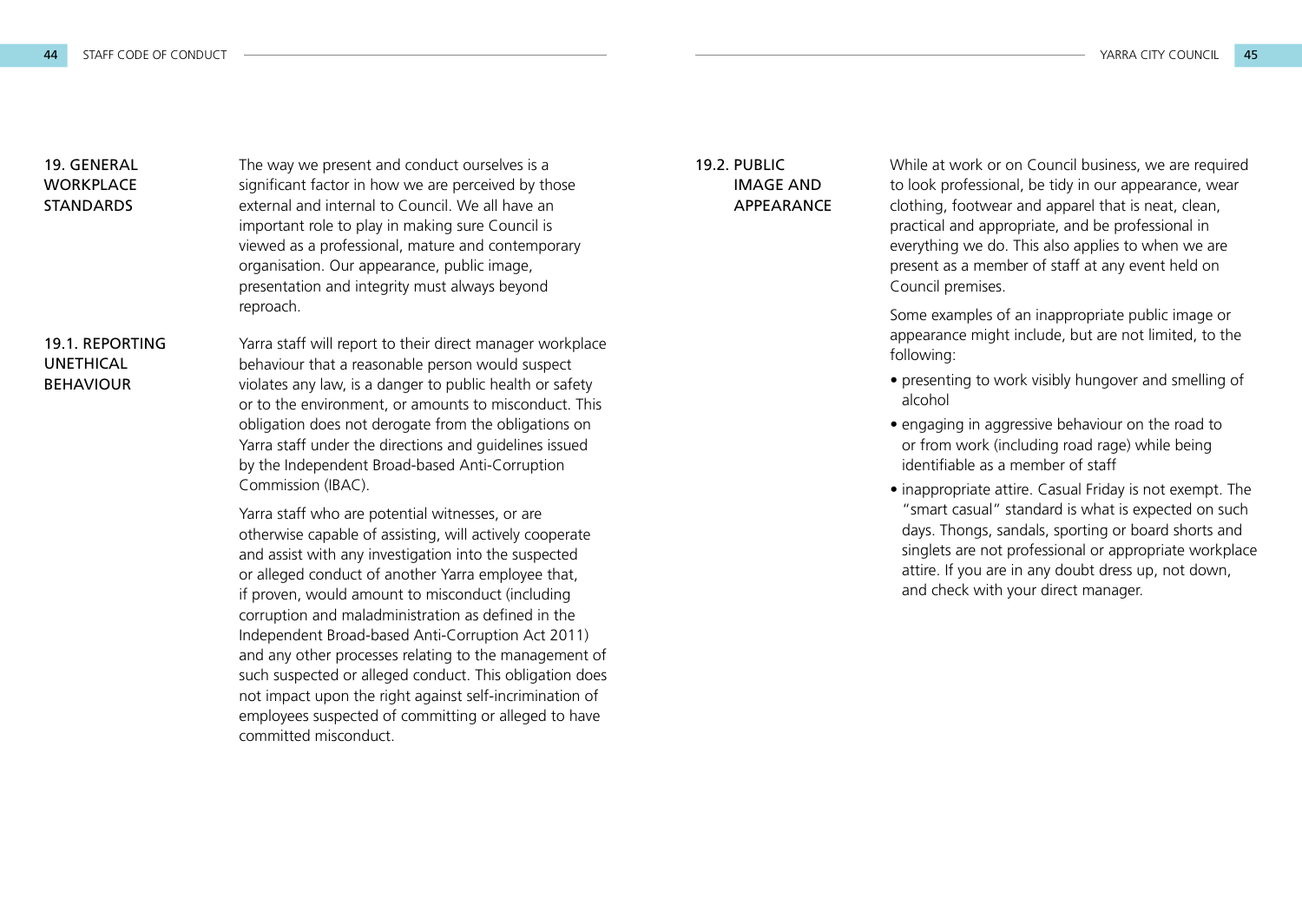## 19. GENERAL WORKPLACE STANDARDS

The way we present and conduct ourselves is a significant factor in how we are perceived by those external and internal to Council. We all have an important role to play in making sure Council is viewed as a professional, mature and contemporary organisation. Our appearance, public image, presentation and integrity must always beyond reproach.

### 19.1. REPORTING UNETHICAL BEHAVIOUR

Yarra staff will report to their direct manager workplace behaviour that a reasonable person would suspect violates any law, is a danger to public health or safety or to the environment, or amounts to misconduct. This obligation does not derogate from the obligations on Yarra staff under the directions and guidelines issued by the Independent Broad-based Anti-Corruption Commission (IBAC).

Yarra staff who are potential witnesses, or are otherwise capable of assisting, will actively cooperate and assist with any investigation into the suspected or alleged conduct of another Yarra employee that, if proven, would amount to misconduct (including corruption and maladministration as defined in the Independent Broad-based Anti-Corruption Act 2011) and any other processes relating to the management of such suspected or alleged conduct. This obligation does not impact upon the right against self-incrimination of employees suspected of committing or alleged to have committed misconduct.

### 19.2. PUBLIC IMAGE AND APPEARANCE

While at work or on Council business, we are required to look professional, be tidy in our appearance, wear clothing, footwear and apparel that is neat, clean, practical and appropriate, and be professional in everything we do. This also applies to when we are present as a member of staff at any event held on Council premises.

Some examples of an inappropriate public image or appearance might include, but are not limited, to the following:

- presenting to work visibly hungover and smelling of alcohol
- engaging in aggressive behaviour on the road to or from work (including road rage) while being identifiable as a member of staff
- inappropriate attire. Casual Friday is not exempt. The "smart casual" standard is what is expected on such days. Thongs, sandals, sporting or board shorts and singlets are not professional or appropriate workplace attire. If you are in any doubt dress up, not down, and check with your direct manager.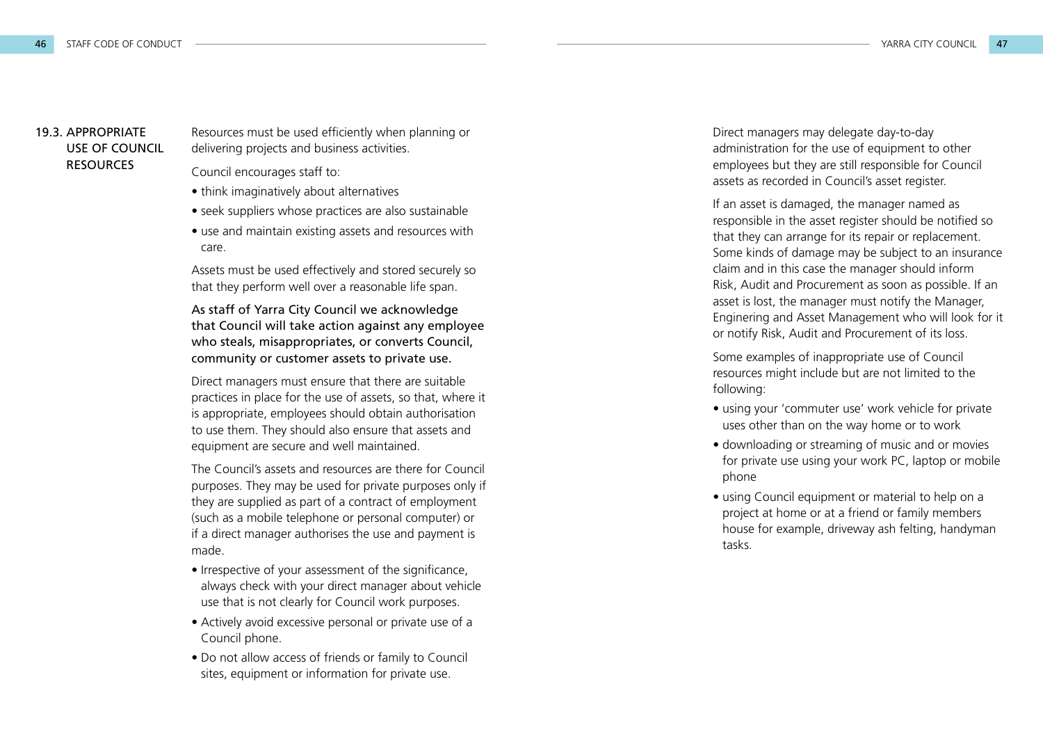## 19.3. APPROPRIATE USE OF COUNCIL RESOURCES

Resources must be used efficiently when planning or delivering projects and business activities.

Council encourages staff to:

- think imaginatively about alternatives
- seek suppliers whose practices are also sustainable
- use and maintain existing assets and resources with care.

Assets must be used effectively and stored securely so that they perform well over a reasonable life span.

As staff of Yarra City Council we acknowledge that Council will take action against any employee who steals, misappropriates, or converts Council, community or customer assets to private use.

Direct managers must ensure that there are suitable practices in place for the use of assets, so that, where it is appropriate, employees should obtain authorisation to use them. They should also ensure that assets and equipment are secure and well maintained.

The Council's assets and resources are there for Council purposes. They may be used for private purposes only if they are supplied as part of a contract of employment (such as a mobile telephone or personal computer) or if a direct manager authorises the use and payment is made.

- Irrespective of your assessment of the significance, always check with your direct manager about vehicle use that is not clearly for Council work purposes.
- Actively avoid excessive personal or private use of a Council phone.
- Do not allow access of friends or family to Council sites, equipment or information for private use.

Direct managers may delegate day-to-day administration for the use of equipment to other employees but they are still responsible for Council assets as recorded in Council's asset register.

If an asset is damaged, the manager named as responsible in the asset register should be notified so that they can arrange for its repair or replacement. Some kinds of damage may be subject to an insurance claim and in this case the manager should inform Risk, Audit and Procurement as soon as possible. If an asset is lost, the manager must notify the Manager, Enginering and Asset Management who will look for it or notify Risk, Audit and Procurement of its loss.

Some examples of inappropriate use of Council resources might include but are not limited to the following:

- using your 'commuter use' work vehicle for private uses other than on the way home or to work
- downloading or streaming of music and or movies for private use using your work PC, laptop or mobile phone
- using Council equipment or material to help on a project at home or at a friend or family members house for example, driveway ash felting, handyman tasks.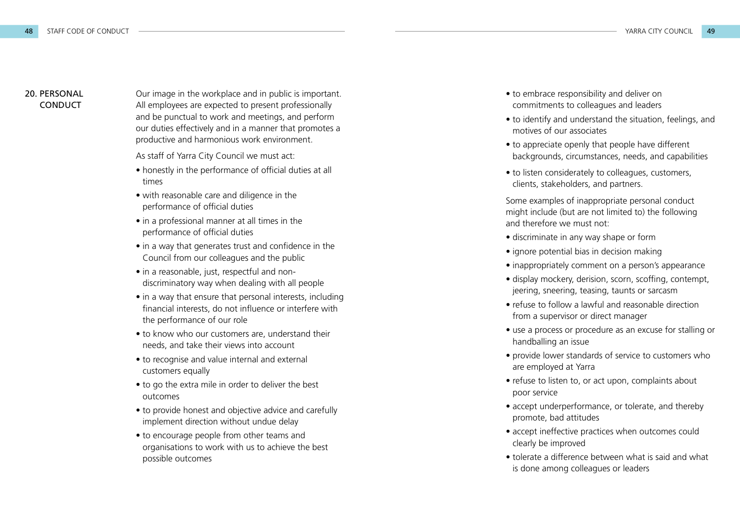## 20. PERSONAL CONDUCT

Our image in the workplace and in public is important. All employees are expected to present professionally and be punctual to work and meetings, and perform our duties effectively and in a manner that promotes a productive and harmonious work environment.

As staff of Yarra City Council we must act:

- honestly in the performance of official duties at all times
- with reasonable care and diligence in the performance of official duties
- in a professional manner at all times in the performance of official duties
- in a way that generates trust and confidence in the Council from our colleagues and the public
- in a reasonable, just, respectful and non-discriminatory way when dealing with all people
- in a way that ensure that personal interests, including financial interests, do not influence or interfere with the performance of our role
- to know who our customers are, understand their needs, and take their views into account
- to recognise and value internal and external customers equally
- to go the extra mile in order to deliver the best outcomes
- to provide honest and objective advice and carefully implement direction without undue delay
- to encourage people from other teams and organisations to work with us to achieve the best possible outcomes
- to embrace responsibility and deliver on commitments to colleagues and leaders
- to identify and understand the situation, feelings, and motives of our associates
- to appreciate openly that people have different backgrounds, circumstances, needs, and capabilities
- to listen considerately to colleagues, customers, clients, stakeholders, and partners.

Some examples of inappropriate personal conduct might include (but are not limited to) the following and therefore we must not:

- discriminate in any way shape or form
- ignore potential bias in decision making
- inappropriately comment on a person's appearance
- display mockery, derision, scorn, scoffing, contempt, jeering, sneering, teasing, taunts or sarcasm
- refuse to follow a lawful and reasonable direction from a supervisor or direct manager
- use a process or procedure as an excuse for stalling or handballing an issue
- provide lower standards of service to customers who are employed at Yarra
- refuse to listen to, or act upon, complaints about poor service
- accept underperformance, or tolerate, and thereby promote, bad attitudes
- accept ineffective practices when outcomes could clearly be improved
- tolerate a difference between what is said and what is done among colleagues or leaders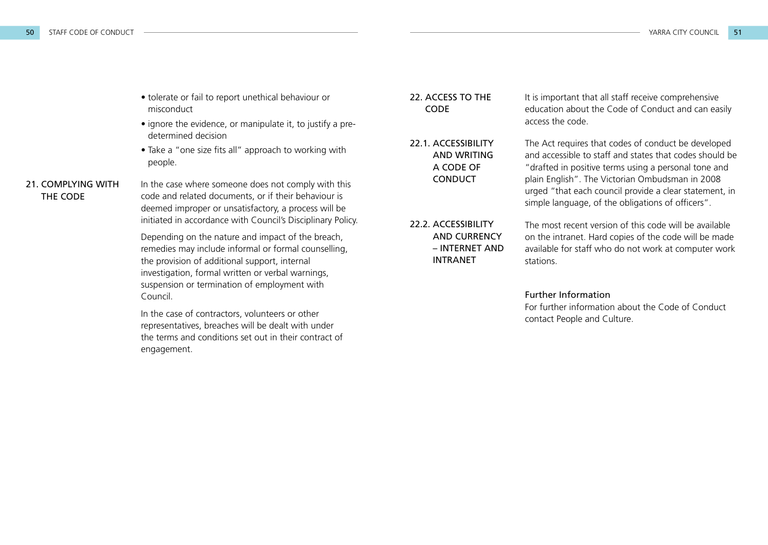- tolerate or fail to report unethical behaviour or misconduct
- ignore the evidence, or manipulate it, to justify a pre-determined decision
- Take a "one size fits all" approach to working with people.

## 21. COMPLYING WITH THE CODE

In the case where someone does not comply with this code and related documents, or if their behaviour is deemed improper or unsatisfactory, a process will be initiated in accordance with Council's Disciplinary Policy.

Depending on the nature and impact of the breach, remedies may include informal or formal counselling, the provision of additional support, internal investigation, formal written or verbal warnings, suspension or termination of employment with Council.

In the case of contractors, volunteers or other representatives, breaches will be dealt with under the terms and conditions set out in their contract of engagement.

## 22. ACCESS TO THE CODE

It is important that all staff receive comprehensive education about the Code of Conduct and can easily access the code.

### 22.1. ACCESSIBILITY AND WRITING A CODE OF CONDUCT

The Act requires that codes of conduct be developed and accessible to staff and states that codes should be "drafted in positive terms using a personal tone and plain English". The Victorian Ombudsman in 2008 urged "that each council provide a clear statement, in simple language, of the obligations of officers".

### 22.2. ACCESSIBILITY AND CURRENCY – INTERNET AND INTRANET

The most recent version of this code will be available on the intranet. Hard copies of the code will be made available for staff who do not work at computer work stations.

### Further Information

For further information about the Code of Conduct contact People and Culture.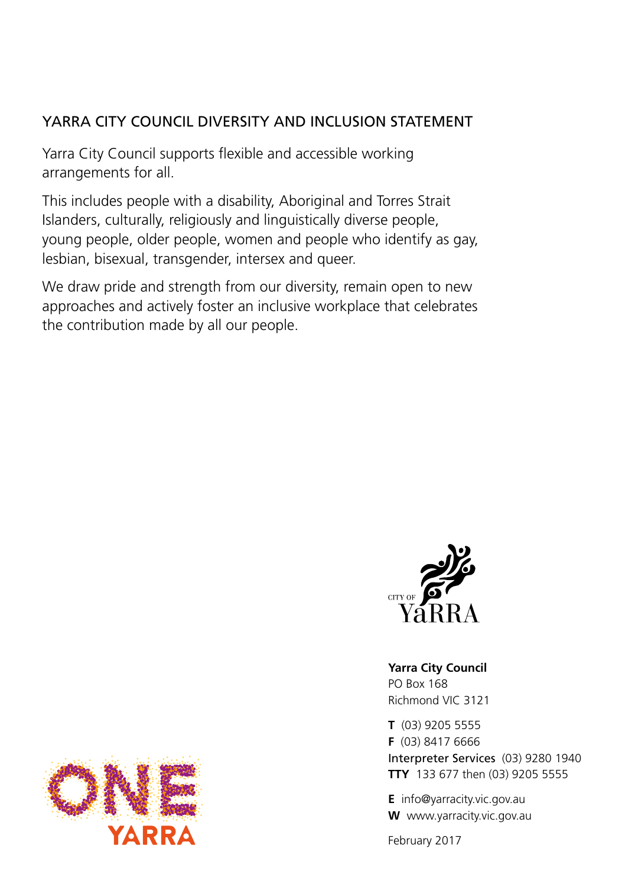## YARRA CITY COUNCIL DIVERSITY AND INCLUSION STATEMENT

Yarra City Council supports flexible and accessible working arrangements for all.

This includes people with a disability, Aboriginal and Torres Strait Islanders, culturally, religiously and linguistically diverse people, young people, older people, women and people who identify as gay, lesbian, bisexual, transgender, intersex and queer.

We draw pride and strength from our diversity, remain open to new approaches and actively foster an inclusive workplace that celebrates the contribution made by all our people.

CITY OF YaRRA

**Yarra City Council**
PO Box 168
Richmond VIC 3121

**T** (03) 9205 5555
**F** (03) 8417 6666
Interpreter Services (03) 9280 1940
**TTY** 133 677 then (03) 9205 5555

**E** info@yarracity.vic.gov.au
**W** www.yarracity.vic.gov.au

February 2017

ONE YARRA